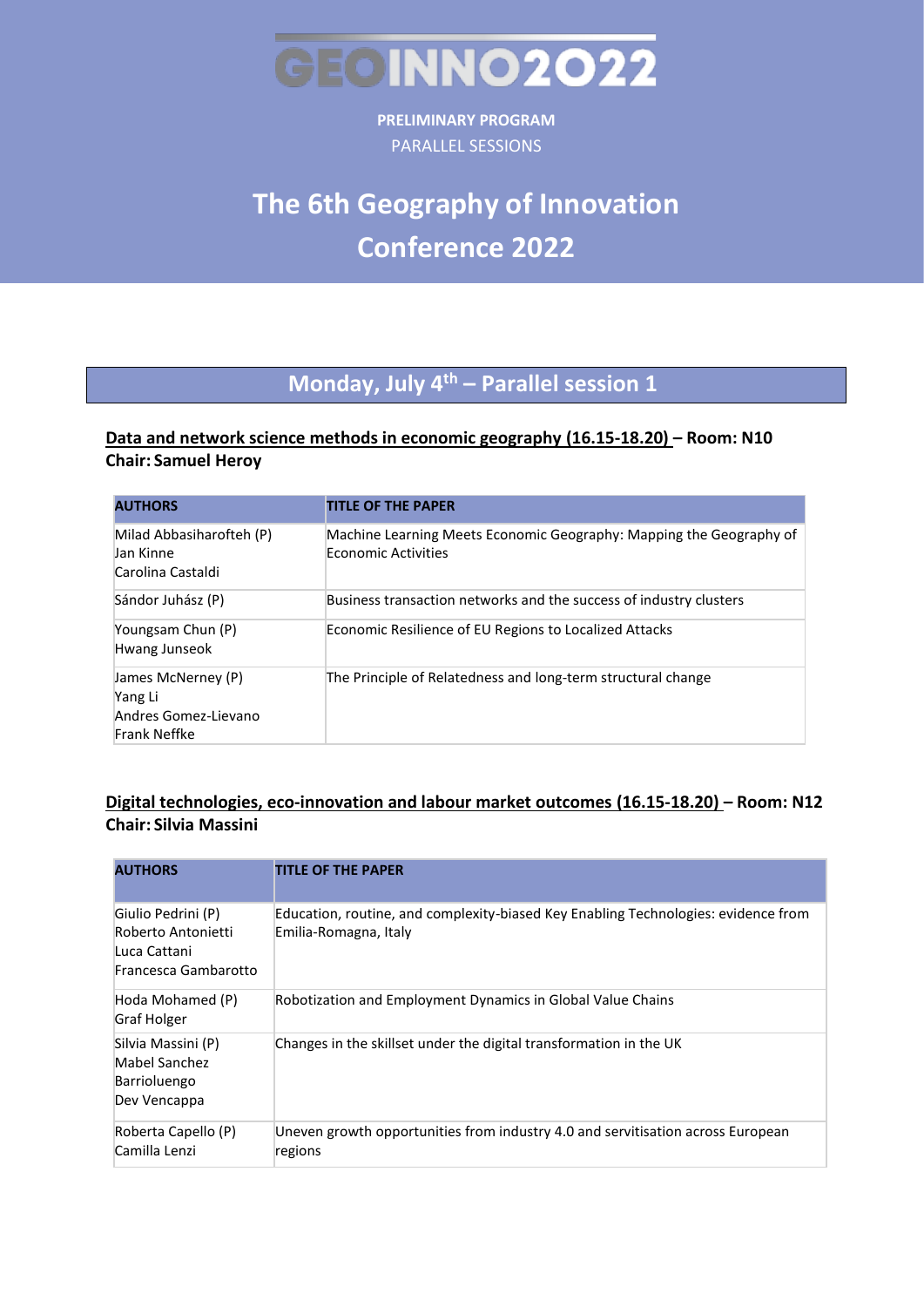# GEOINNO2022

**PRELIMINARY PROGRAM**

PARALLEL SESSIONS

# The 6th Geography of Innovation Conference 2022

## Monday, July 4th – Parallel session 1

### Data and network science methods in economic geography (16.15-18.20) – Room: N10

**Chair: Samuel Heroy**

| AUTHORS | TITLE OF THE PAPER |
|---|---|
| Milad Abbasiharofteh (P)<br>Jan Kinne<br>Carolina Castaldi | Machine Learning Meets Economic Geography: Mapping the Geography of Economic Activities |
| Sándor Juhász (P) | Business transaction networks and the success of industry clusters |
| Youngsam Chun (P)<br>Hwang Junseok | Economic Resilience of EU Regions to Localized Attacks |
| James McNerney (P)<br>Yang Li<br>Andres Gomez-Lievano<br>Frank Neffke | The Principle of Relatedness and long-term structural change |

### Digital technologies, eco-innovation and labour market outcomes (16.15-18.20) – Room: N12

**Chair: Silvia Massini**

| AUTHORS | TITLE OF THE PAPER |
|---|---|
| Giulio Pedrini (P)<br>Roberto Antonietti<br>Luca Cattani<br>Francesca Gambarotto | Education, routine, and complexity-biased Key Enabling Technologies: evidence from Emilia-Romagna, Italy |
| Hoda Mohamed (P)<br>Graf Holger | Robotization and Employment Dynamics in Global Value Chains |
| Silvia Massini (P)<br>Mabel Sanchez<br>Barrioluengo<br>Dev Vencappa | Changes in the skillset under the digital transformation in the UK |
| Roberta Capello (P)<br>Camilla Lenzi | Uneven growth opportunities from industry 4.0 and servitisation across European regions |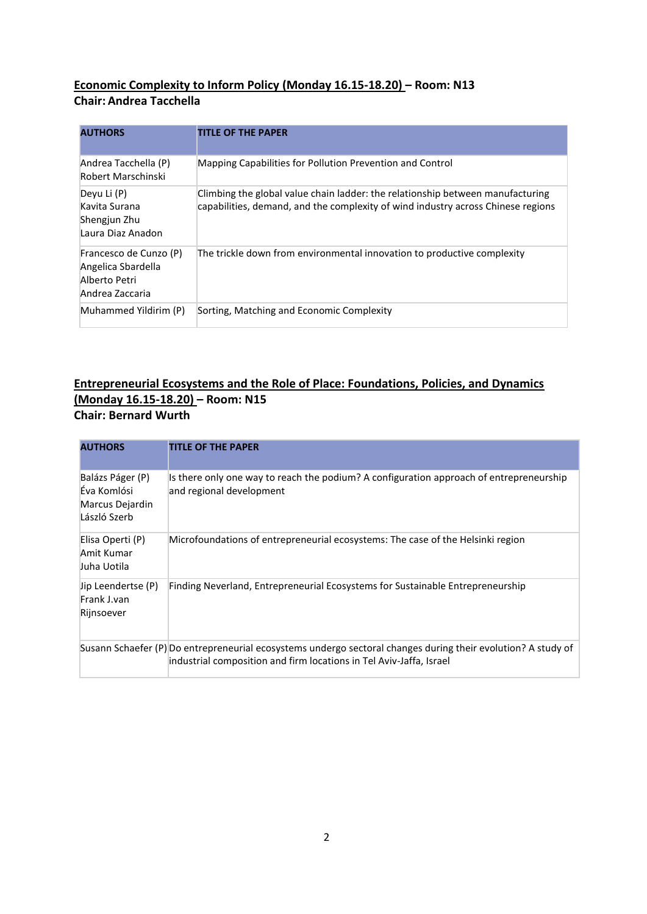## <u>Economic Complexity to Inform Policy (Monday 16.15-18.20)</u> – Room: N13

**Chair: Andrea Tacchella**

| AUTHORS | TITLE OF THE PAPER |
|---|---|
| Andrea Tacchella (P)<br>Robert Marschinski | Mapping Capabilities for Pollution Prevention and Control |
| Deyu Li (P)<br>Kavita Surana<br>Shengjun Zhu<br>Laura Diaz Anadon | Climbing the global value chain ladder: the relationship between manufacturing capabilities, demand, and the complexity of wind industry across Chinese regions |
| Francesco de Cunzo (P)<br>Angelica Sbardella<br>Alberto Petri<br>Andrea Zaccaria | The trickle down from environmental innovation to productive complexity |
| Muhammed Yildirim (P) | Sorting, Matching and Economic Complexity |

## <u>Entrepreneurial Ecosystems and the Role of Place: Foundations, Policies, and Dynamics (Monday 16.15-18.20)</u> – Room: N15

**Chair: Bernard Wurth**

| AUTHORS | TITLE OF THE PAPER |
|---|---|
| Balázs Páger (P)<br>Éva Komlósi<br>Marcus Dejardin<br>László Szerb | Is there only one way to reach the podium? A configuration approach of entrepreneurship and regional development |
| Elisa Operti (P)<br>Amit Kumar<br>Juha Uotila | Microfoundations of entrepreneurial ecosystems: The case of the Helsinki region |
| Jip Leendertse (P)<br>Frank J.van Rijnsoever | Finding Neverland, Entrepreneurial Ecosystems for Sustainable Entrepreneurship |
| Susann Schaefer (P) | Do entrepreneurial ecosystems undergo sectoral changes during their evolution? A study of industrial composition and firm locations in Tel Aviv-Jaffa, Israel |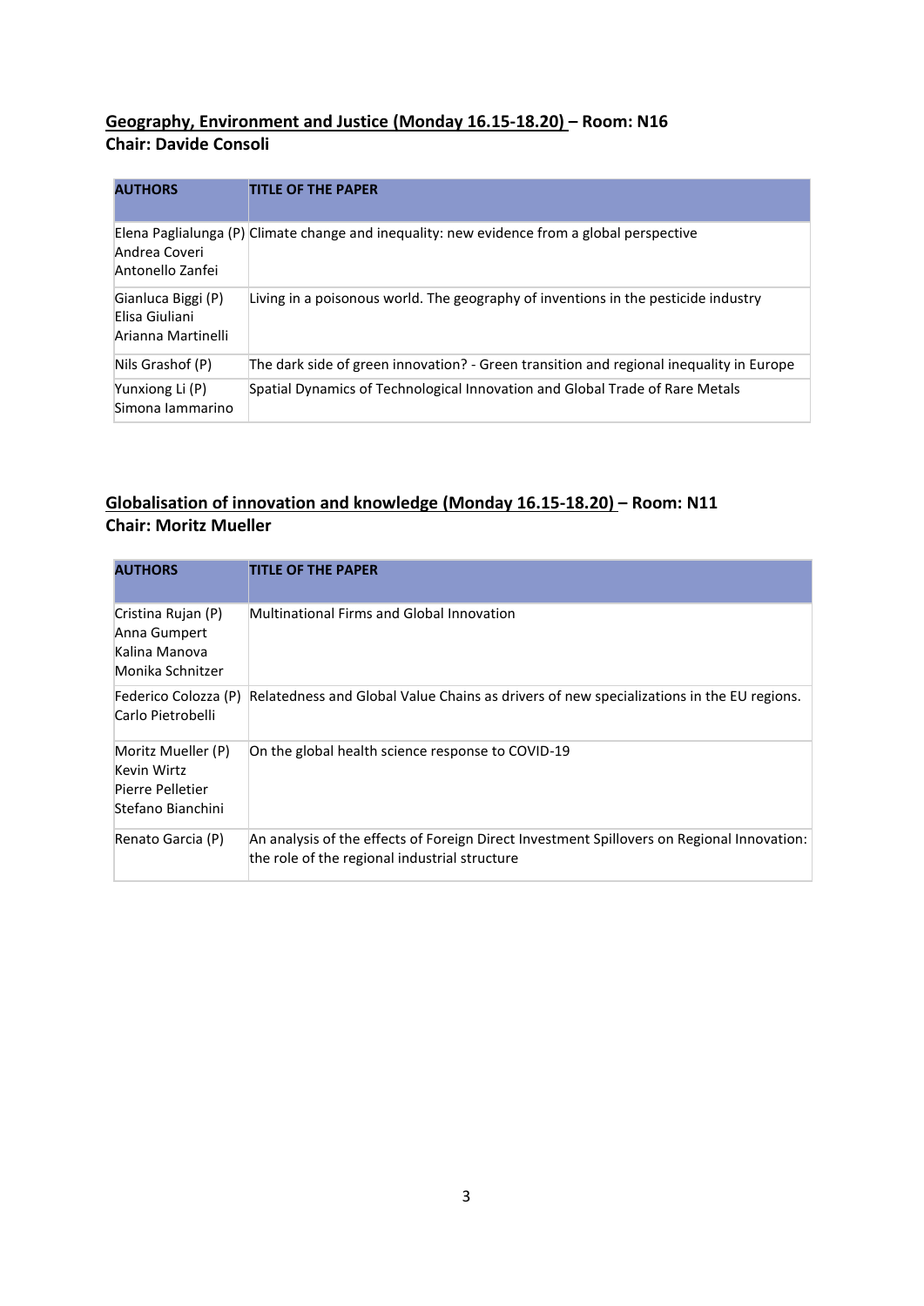**<u>Geography, Environment and Justice (Monday 16.15-18.20)</u> – Room: N16**
**Chair: Davide Consoli**

| AUTHORS | TITLE OF THE PAPER |
|---|---|
| Elena Paglialunga (P)<br>Andrea Coveri<br>Antonello Zanfei | Climate change and inequality: new evidence from a global perspective |
| Gianluca Biggi (P)<br>Elisa Giuliani<br>Arianna Martinelli | Living in a poisonous world. The geography of inventions in the pesticide industry |
| Nils Grashof (P) | The dark side of green innovation? - Green transition and regional inequality in Europe |
| Yunxiong Li (P)<br>Simona Iammarino | Spatial Dynamics of Technological Innovation and Global Trade of Rare Metals |

**<u>Globalisation of innovation and knowledge (Monday 16.15-18.20)</u> – Room: N11**
**Chair: Moritz Mueller**

| AUTHORS | TITLE OF THE PAPER |
|---|---|
| Cristina Rujan (P)<br>Anna Gumpert<br>Kalina Manova<br>Monika Schnitzer | Multinational Firms and Global Innovation |
| Federico Colozza (P)<br>Carlo Pietrobelli | Relatedness and Global Value Chains as drivers of new specializations in the EU regions. |
| Moritz Mueller (P)<br>Kevin Wirtz<br>Pierre Pelletier<br>Stefano Bianchini | On the global health science response to COVID-19 |
| Renato Garcia (P) | An analysis of the effects of Foreign Direct Investment Spillovers on Regional Innovation: the role of the regional industrial structure |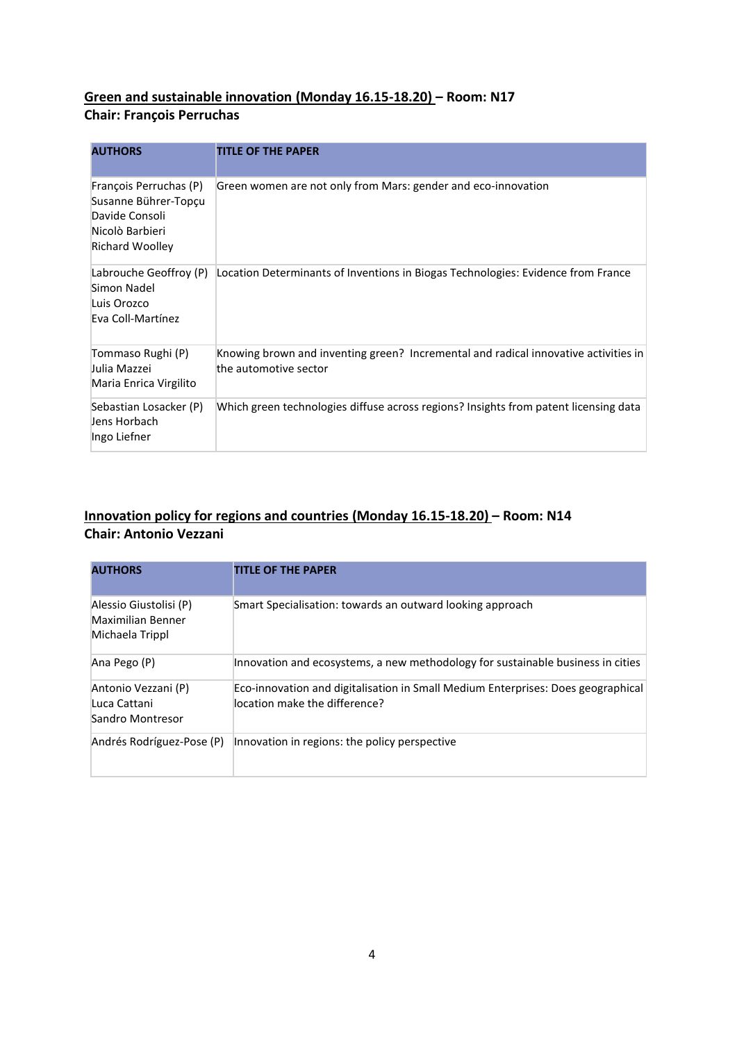**<u>Green and sustainable innovation (Monday 16.15-18.20)</u> – Room: N17**
**Chair: François Perruchas**

| AUTHORS | TITLE OF THE PAPER |
|---|---|
| François Perruchas (P)<br>Susanne Bührer-Topçu<br>Davide Consoli<br>Nicolò Barbieri<br>Richard Woolley | Green women are not only from Mars: gender and eco-innovation |
| Labrouche Geoffroy (P)<br>Simon Nadel<br>Luis Orozco<br>Eva Coll-Martínez | Location Determinants of Inventions in Biogas Technologies: Evidence from France |
| Tommaso Rughi (P)<br>Julia Mazzei<br>Maria Enrica Virgilito | Knowing brown and inventing green? Incremental and radical innovative activities in the automotive sector |
| Sebastian Losacker (P)<br>Jens Horbach<br>Ingo Liefner | Which green technologies diffuse across regions? Insights from patent licensing data |

**<u>Innovation policy for regions and countries (Monday 16.15-18.20)</u> – Room: N14**
**Chair: Antonio Vezzani**

| AUTHORS | TITLE OF THE PAPER |
|---|---|
| Alessio Giustolisi (P)<br>Maximilian Benner<br>Michaela Trippl | Smart Specialisation: towards an outward looking approach |
| Ana Pego (P) | Innovation and ecosystems, a new methodology for sustainable business in cities |
| Antonio Vezzani (P)<br>Luca Cattani<br>Sandro Montresor | Eco-innovation and digitalisation in Small Medium Enterprises: Does geographical location make the difference? |
| Andrés Rodríguez-Pose (P) | Innovation in regions: the policy perspective |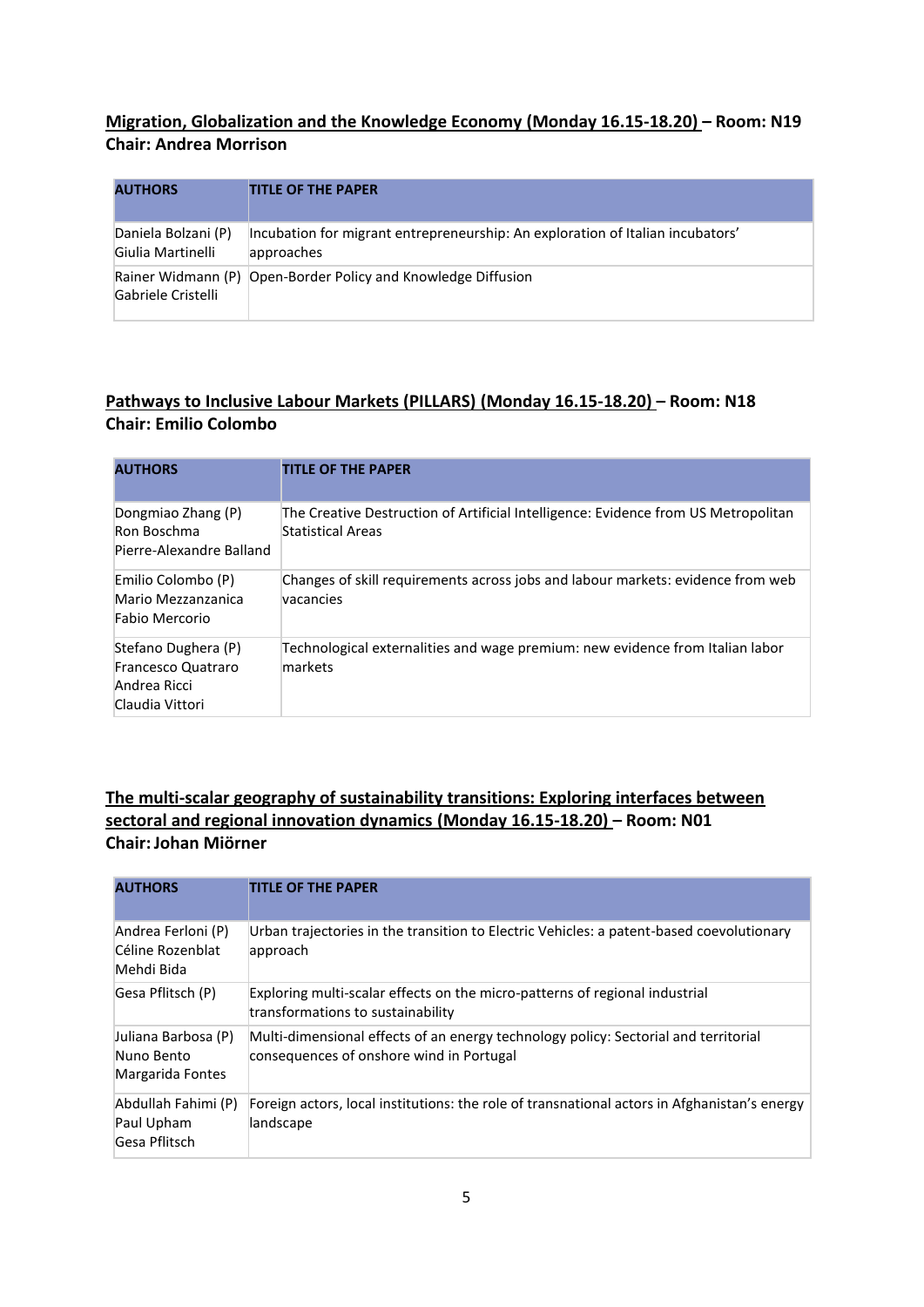**Migration, Globalization and the Knowledge Economy (Monday 16.15-18.20) – Room: N19**
**Chair: Andrea Morrison**

| AUTHORS | TITLE OF THE PAPER |
|---|---|
| Daniela Bolzani (P)<br>Giulia Martinelli | Incubation for migrant entrepreneurship: An exploration of Italian incubators' approaches |
| Rainer Widmann (P)<br>Gabriele Cristelli | Open-Border Policy and Knowledge Diffusion |

**Pathways to Inclusive Labour Markets (PILLARS) (Monday 16.15-18.20) – Room: N18**
**Chair: Emilio Colombo**

| AUTHORS | TITLE OF THE PAPER |
|---|---|
| Dongmiao Zhang (P)<br>Ron Boschma<br>Pierre-Alexandre Balland | The Creative Destruction of Artificial Intelligence: Evidence from US Metropolitan Statistical Areas |
| Emilio Colombo (P)<br>Mario Mezzanzanica<br>Fabio Mercorio | Changes of skill requirements across jobs and labour markets: evidence from web vacancies |
| Stefano Dughera (P)<br>Francesco Quatraro<br>Andrea Ricci<br>Claudia Vittori | Technological externalities and wage premium: new evidence from Italian labor markets |

**The multi-scalar geography of sustainability transitions: Exploring interfaces between sectoral and regional innovation dynamics (Monday 16.15-18.20) – Room: N01**
**Chair: Johan Miörner**

| AUTHORS | TITLE OF THE PAPER |
|---|---|
| Andrea Ferloni (P)<br>Céline Rozenblat<br>Mehdi Bida | Urban trajectories in the transition to Electric Vehicles: a patent-based coevolutionary approach |
| Gesa Pflitsch (P) | Exploring multi-scalar effects on the micro-patterns of regional industrial transformations to sustainability |
| Juliana Barbosa (P)<br>Nuno Bento<br>Margarida Fontes | Multi-dimensional effects of an energy technology policy: Sectorial and territorial consequences of onshore wind in Portugal |
| Abdullah Fahimi (P)<br>Paul Upham<br>Gesa Pflitsch | Foreign actors, local institutions: the role of transnational actors in Afghanistan's energy landscape |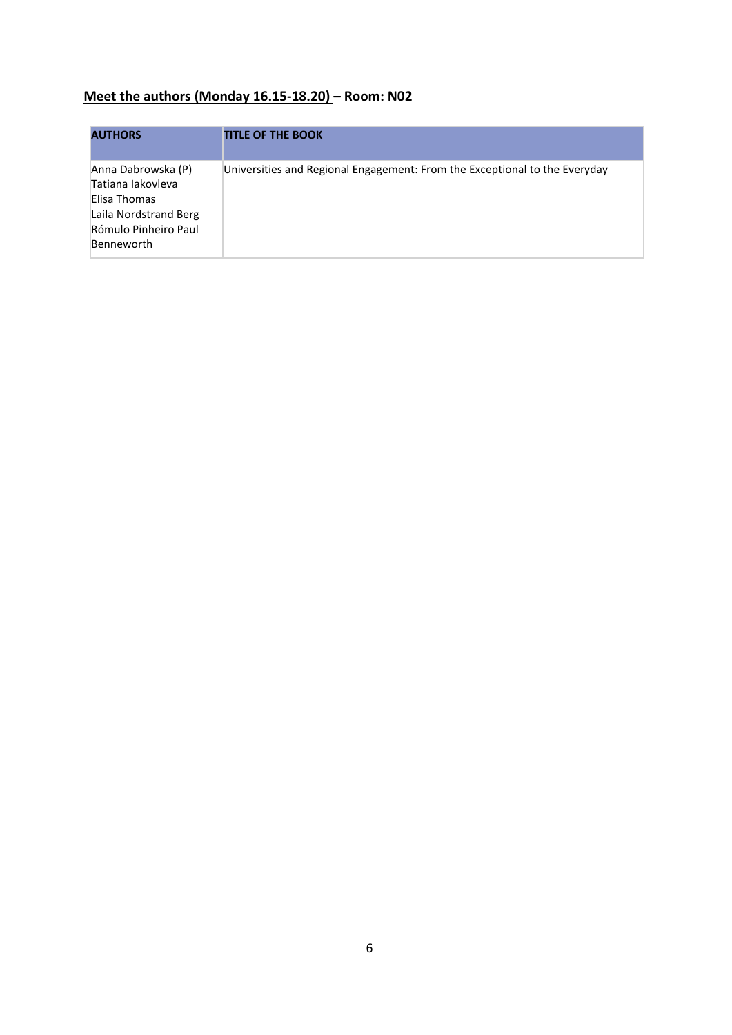**<u>Meet the authors (Monday 16.15-18.20)</u> – Room: N02**

| AUTHORS | TITLE OF THE BOOK |
|---|---|
| Anna Dabrowska (P)<br>Tatiana Iakovleva<br>Elisa Thomas<br>Laila Nordstrand Berg<br>Rómulo Pinheiro Paul Benneworth | Universities and Regional Engagement: From the Exceptional to the Everyday |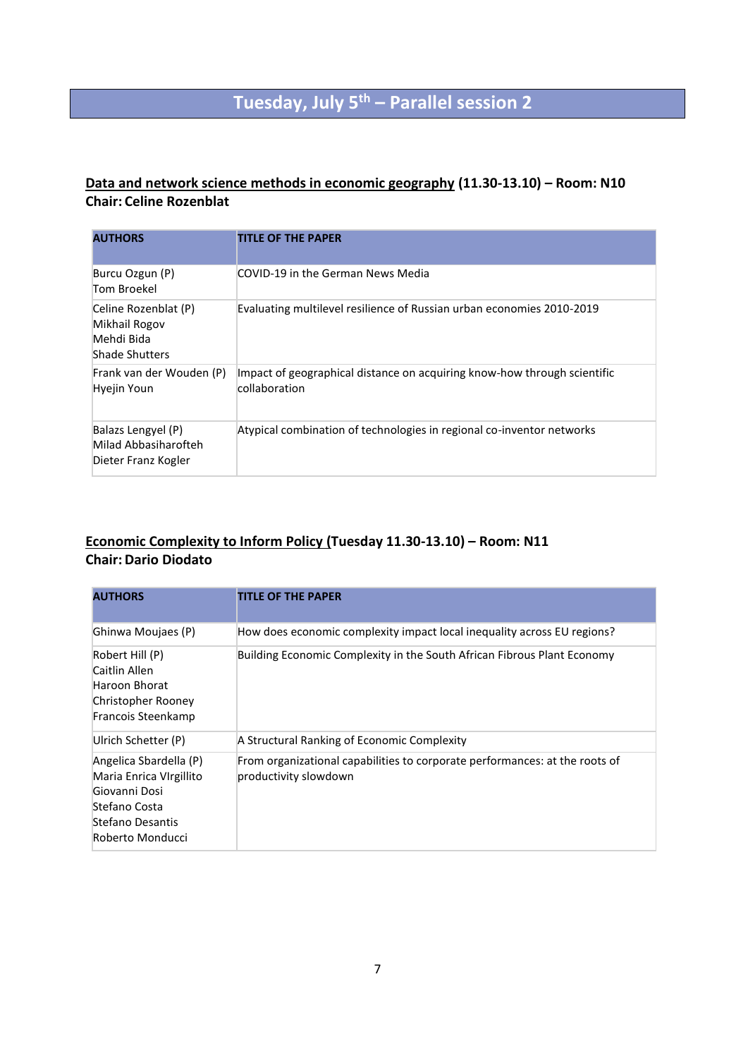# Tuesday, July 5th – Parallel session 2

**Data and network science methods in economic geography (11.30-13.10) – Room: N10**
**Chair: Celine Rozenblat**

| AUTHORS | TITLE OF THE PAPER |
|---|---|
| Burcu Ozgun (P)<br>Tom Broekel | COVID-19 in the German News Media |
| Celine Rozenblat (P)<br>Mikhail Rogov<br>Mehdi Bida<br>Shade Shutters | Evaluating multilevel resilience of Russian urban economies 2010-2019 |
| Frank van der Wouden (P)<br>Hyejin Youn | Impact of geographical distance on acquiring know-how through scientific collaboration |
| Balazs Lengyel (P)<br>Milad Abbasiharofteh<br>Dieter Franz Kogler | Atypical combination of technologies in regional co-inventor networks |

**Economic Complexity to Inform Policy (Tuesday 11.30-13.10) – Room: N11**
**Chair: Dario Diodato**

| AUTHORS | TITLE OF THE PAPER |
|---|---|
| Ghinwa Moujaes (P) | How does economic complexity impact local inequality across EU regions? |
| Robert Hill (P)<br>Caitlin Allen<br>Haroon Bhorat<br>Christopher Rooney<br>Francois Steenkamp | Building Economic Complexity in the South African Fibrous Plant Economy |
| Ulrich Schetter (P) | A Structural Ranking of Economic Complexity |
| Angelica Sbardella (P)<br>Maria Enrica VIrgillito<br>Giovanni Dosi<br>Stefano Costa<br>Stefano Desantis<br>Roberto Monducci | From organizational capabilities to corporate performances: at the roots of productivity slowdown |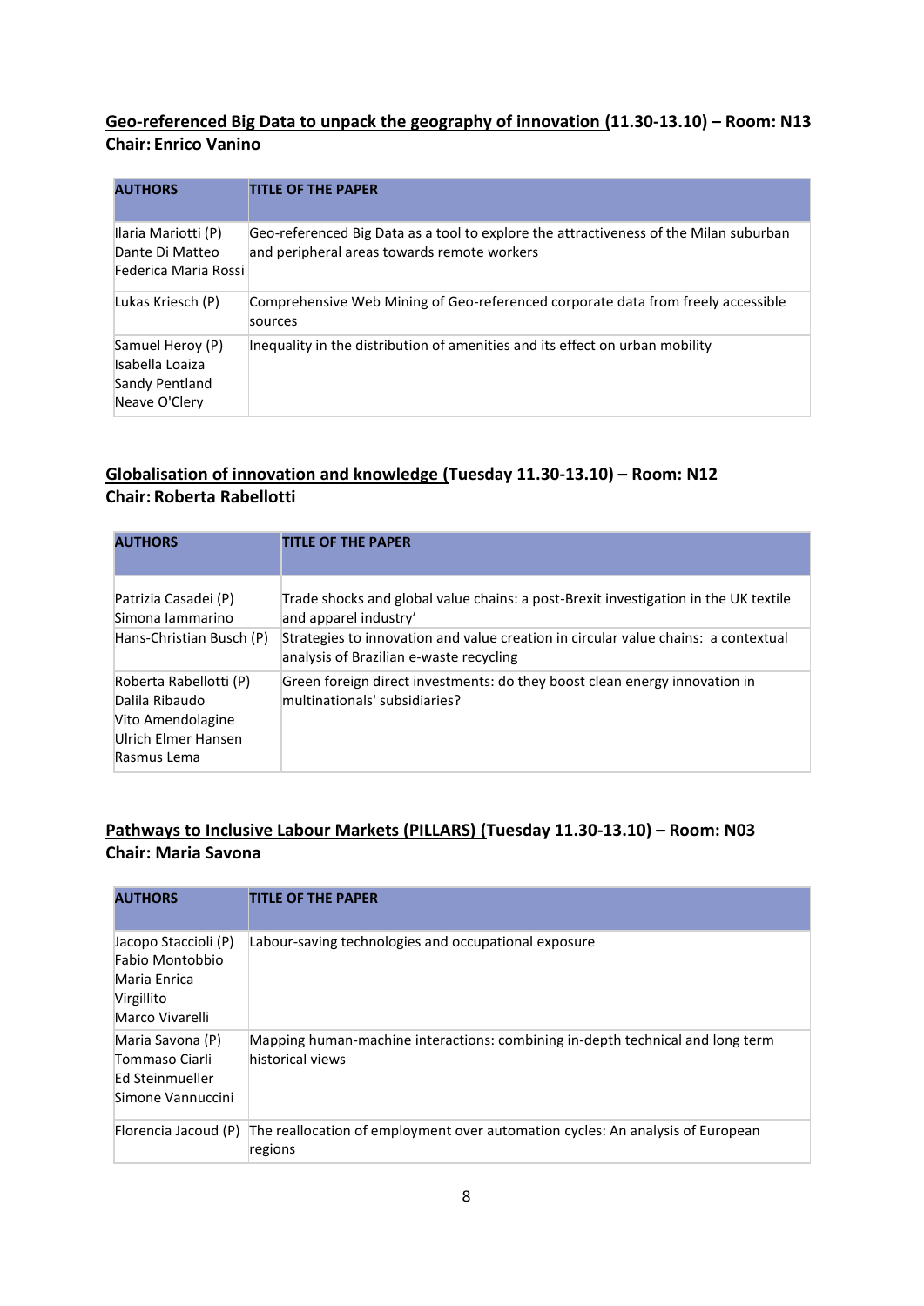## <u>Geo-referenced Big Data to unpack the geography of innovation</u> (11.30-13.10) – Room: N13
**Chair: Enrico Vanino**

| AUTHORS | TITLE OF THE PAPER |
|---|---|
| Ilaria Mariotti (P)<br>Dante Di Matteo<br>Federica Maria Rossi | Geo-referenced Big Data as a tool to explore the attractiveness of the Milan suburban and peripheral areas towards remote workers |
| Lukas Kriesch (P) | Comprehensive Web Mining of Geo-referenced corporate data from freely accessible sources |
| Samuel Heroy (P)<br>Isabella Loaiza<br>Sandy Pentland<br>Neave O'Clery | Inequality in the distribution of amenities and its effect on urban mobility |

## <u>Globalisation of innovation and knowledge</u> (Tuesday 11.30-13.10) – Room: N12
**Chair: Roberta Rabellotti**

| AUTHORS | TITLE OF THE PAPER |
|---|---|
| Patrizia Casadei (P)<br>Simona Iammarino | Trade shocks and global value chains: a post-Brexit investigation in the UK textile and apparel industry' |
| Hans-Christian Busch (P) | Strategies to innovation and value creation in circular value chains: a contextual analysis of Brazilian e-waste recycling |
| Roberta Rabellotti (P)<br>Dalila Ribaudo<br>Vito Amendolagine<br>Ulrich Elmer Hansen<br>Rasmus Lema | Green foreign direct investments: do they boost clean energy innovation in multinationals' subsidiaries? |

## <u>Pathways to Inclusive Labour Markets (PILLARS)</u> (Tuesday 11.30-13.10) – Room: N03
**Chair: Maria Savona**

| AUTHORS | TITLE OF THE PAPER |
|---|---|
| Jacopo Staccioli (P)<br>Fabio Montobbio<br>Maria Enrica Virgillito<br>Marco Vivarelli | Labour-saving technologies and occupational exposure |
| Maria Savona (P)<br>Tommaso Ciarli<br>Ed Steinmueller<br>Simone Vannuccini | Mapping human-machine interactions: combining in-depth technical and long term historical views |
| Florencia Jacoud (P) | The reallocation of employment over automation cycles: An analysis of European regions |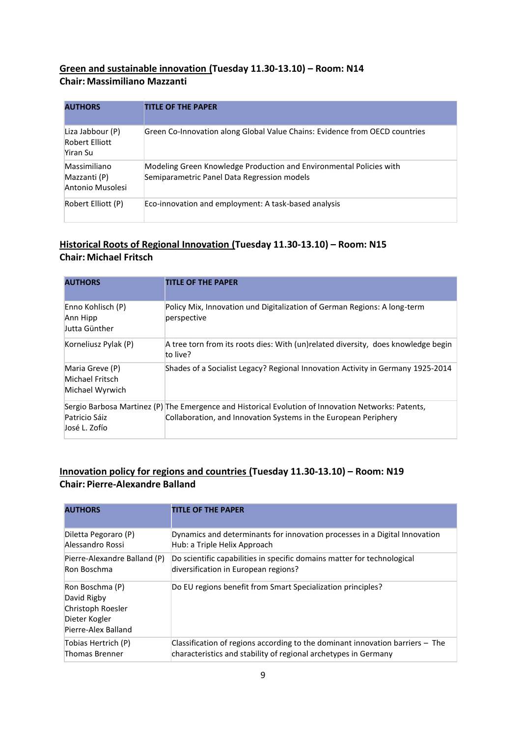## <u>Green and sustainable innovation</u> (Tuesday 11.30-13.10) – Room: N14
**Chair: Massimiliano Mazzanti**

| AUTHORS | TITLE OF THE PAPER |
|---|---|
| Liza Jabbour (P)<br>Robert Elliott<br>Yiran Su | Green Co-Innovation along Global Value Chains: Evidence from OECD countries |
| Massimiliano Mazzanti (P)<br>Antonio Musolesi | Modeling Green Knowledge Production and Environmental Policies with Semiparametric Panel Data Regression models |
| Robert Elliott (P) | Eco-innovation and employment: A task-based analysis |

## <u>Historical Roots of Regional Innovation</u> (Tuesday 11.30-13.10) – Room: N15
**Chair: Michael Fritsch**

| AUTHORS | TITLE OF THE PAPER |
|---|---|
| Enno Kohlisch (P)<br>Ann Hipp<br>Jutta Günther | Policy Mix, Innovation und Digitalization of German Regions: A long-term perspective |
| Korneliusz Pylak (P) | A tree torn from its roots dies: With (un)related diversity, does knowledge begin to live? |
| Maria Greve (P)<br>Michael Fritsch<br>Michael Wyrwich | Shades of a Socialist Legacy? Regional Innovation Activity in Germany 1925-2014 |
| Sergio Barbosa Martinez (P)<br>Patricio Sáiz<br>José L. Zofío | The Emergence and Historical Evolution of Innovation Networks: Patents, Collaboration, and Innovation Systems in the European Periphery |

## <u>Innovation policy for regions and countries</u> (Tuesday 11.30-13.10) – Room: N19
**Chair: Pierre-Alexandre Balland**

| AUTHORS | TITLE OF THE PAPER |
|---|---|
| Diletta Pegoraro (P)<br>Alessandro Rossi | Dynamics and determinants for innovation processes in a Digital Innovation Hub: a Triple Helix Approach |
| Pierre-Alexandre Balland (P)<br>Ron Boschma | Do scientific capabilities in specific domains matter for technological diversification in European regions? |
| Ron Boschma (P)<br>David Rigby<br>Christoph Roesler<br>Dieter Kogler<br>Pierre-Alex Balland | Do EU regions benefit from Smart Specialization principles? |
| Tobias Hertrich (P)<br>Thomas Brenner | Classification of regions according to the dominant innovation barriers – The characteristics and stability of regional archetypes in Germany |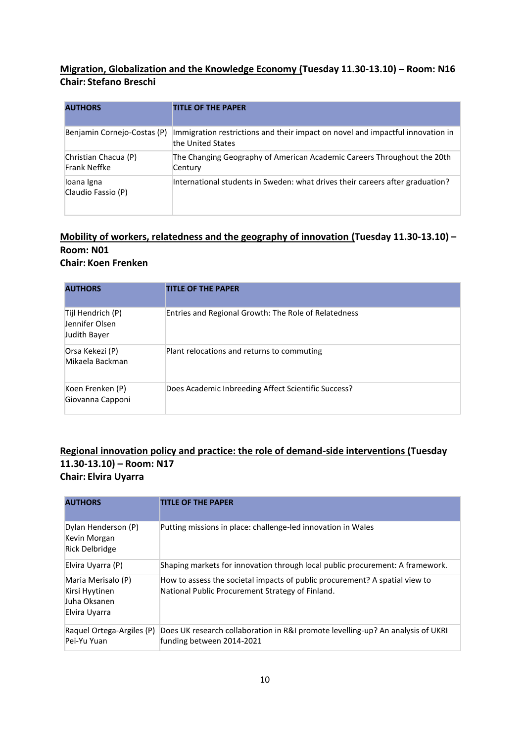**Migration, Globalization and the Knowledge Economy (Tuesday 11.30-13.10) – Room: N16**
**Chair: Stefano Breschi**

| AUTHORS | TITLE OF THE PAPER |
|---|---|
| Benjamin Cornejo-Costas (P) | Immigration restrictions and their impact on novel and impactful innovation in the United States |
| Christian Chacua (P)<br>Frank Neffke | The Changing Geography of American Academic Careers Throughout the 20th Century |
| Ioana Igna<br>Claudio Fassio (P) | International students in Sweden: what drives their careers after graduation? |

**Mobility of workers, relatedness and the geography of innovation (Tuesday 11.30-13.10) – Room: N01**
**Chair: Koen Frenken**

| AUTHORS | TITLE OF THE PAPER |
|---|---|
| Tijl Hendrich (P)<br>Jennifer Olsen<br>Judith Bayer | Entries and Regional Growth: The Role of Relatedness |
| Orsa Kekezi (P)<br>Mikaela Backman | Plant relocations and returns to commuting |
| Koen Frenken (P)<br>Giovanna Capponi | Does Academic Inbreeding Affect Scientific Success? |

**Regional innovation policy and practice: the role of demand-side interventions (Tuesday 11.30-13.10) – Room: N17**
**Chair: Elvira Uyarra**

| AUTHORS | TITLE OF THE PAPER |
|---|---|
| Dylan Henderson (P)<br>Kevin Morgan<br>Rick Delbridge | Putting missions in place: challenge-led innovation in Wales |
| Elvira Uyarra (P) | Shaping markets for innovation through local public procurement: A framework. |
| Maria Merisalo (P)<br>Kirsi Hyytinen<br>Juha Oksanen<br>Elvira Uyarra | How to assess the societal impacts of public procurement? A spatial view to National Public Procurement Strategy of Finland. |
| Raquel Ortega-Argiles (P)<br>Pei-Yu Yuan | Does UK research collaboration in R&I promote levelling-up? An analysis of UKRI funding between 2014-2021 |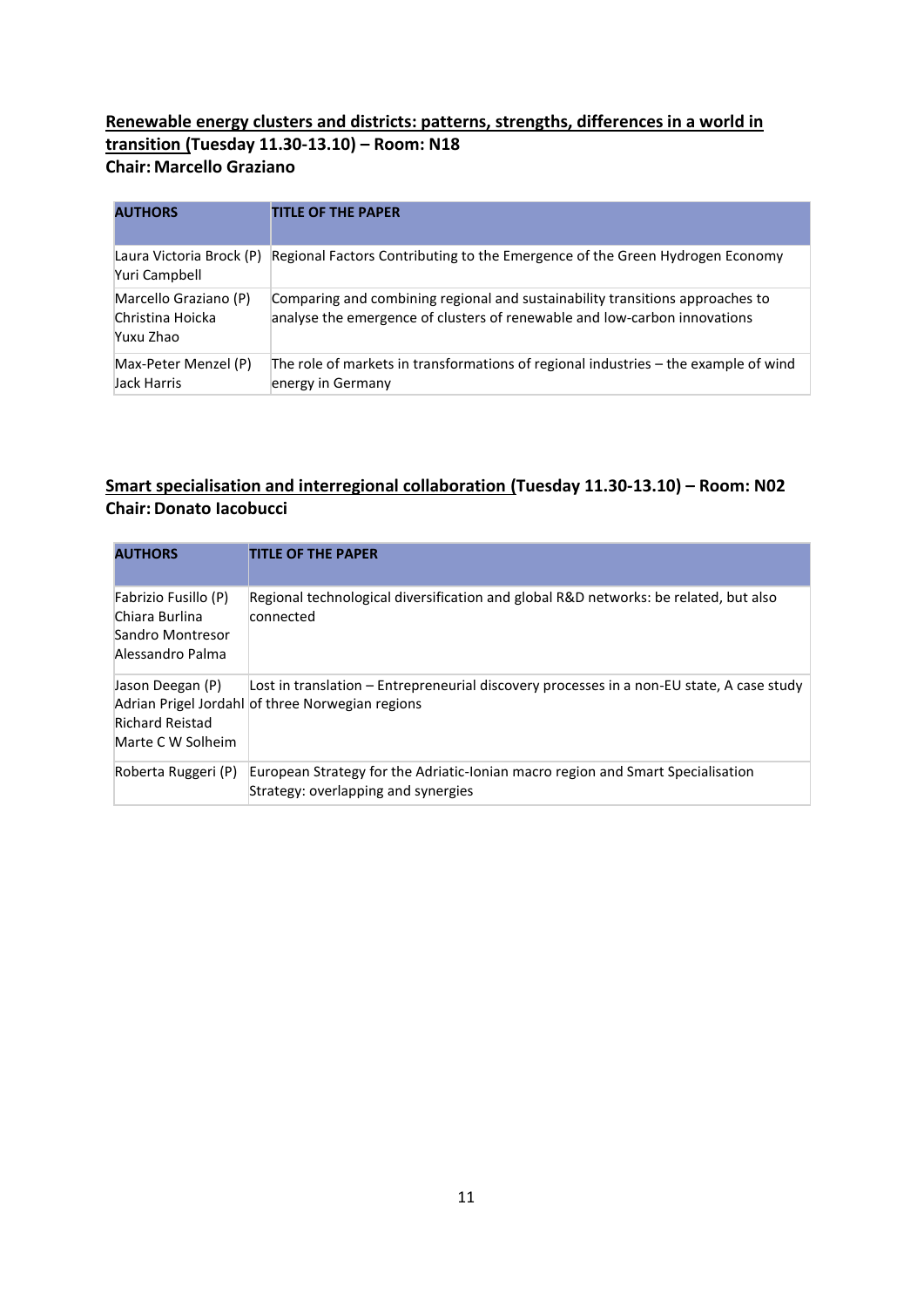**<u>Renewable energy clusters and districts: patterns, strengths, differences in a world in transition</u> (Tuesday 11.30-13.10) – Room: N18**
**Chair: Marcello Graziano**

| AUTHORS | TITLE OF THE PAPER |
|---|---|
| Laura Victoria Brock (P)<br>Yuri Campbell | Regional Factors Contributing to the Emergence of the Green Hydrogen Economy |
| Marcello Graziano (P)<br>Christina Hoicka<br>Yuxu Zhao | Comparing and combining regional and sustainability transitions approaches to analyse the emergence of clusters of renewable and low-carbon innovations |
| Max-Peter Menzel (P)<br>Jack Harris | The role of markets in transformations of regional industries – the example of wind energy in Germany |

**<u>Smart specialisation and interregional collaboration</u> (Tuesday 11.30-13.10) – Room: N02**
**Chair: Donato Iacobucci**

| AUTHORS | TITLE OF THE PAPER |
|---|---|
| Fabrizio Fusillo (P)<br>Chiara Burlina<br>Sandro Montresor<br>Alessandro Palma | Regional technological diversification and global R&D networks: be related, but also connected |
| Jason Deegan (P)<br>Adrian Prigel Jordahl<br>Richard Reistad<br>Marte C W Solheim | Lost in translation – Entrepreneurial discovery processes in a non-EU state, A case study of three Norwegian regions |
| Roberta Ruggeri (P) | European Strategy for the Adriatic-Ionian macro region and Smart Specialisation Strategy: overlapping and synergies |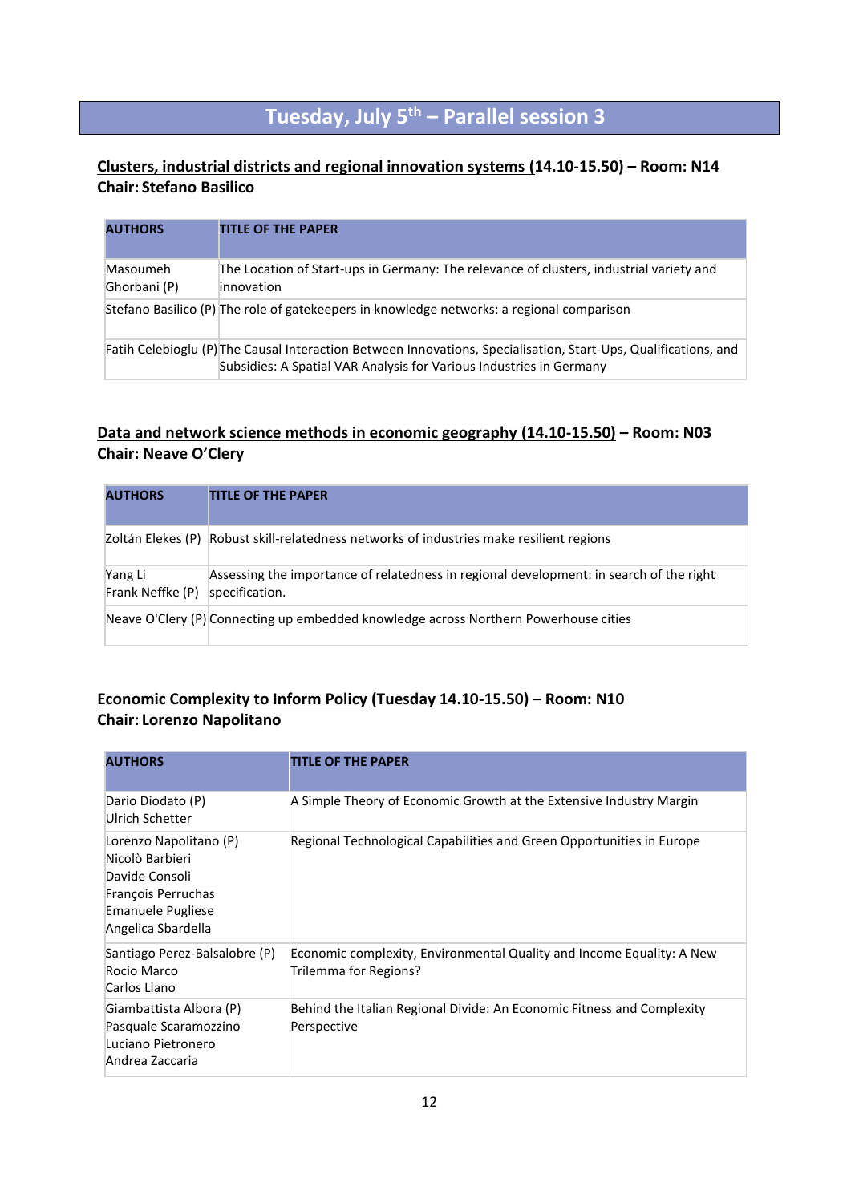# Tuesday, July 5th – Parallel session 3

**Clusters, industrial districts and regional innovation systems (14.10-15.50) – Room: N14**
**Chair: Stefano Basilico**

| AUTHORS | TITLE OF THE PAPER |
|---|---|
| Masoumeh Ghorbani (P) | The Location of Start-ups in Germany: The relevance of clusters, industrial variety and innovation |
| Stefano Basilico (P) | The role of gatekeepers in knowledge networks: a regional comparison |
| Fatih Celebioglu (P) | The Causal Interaction Between Innovations, Specialisation, Start-Ups, Qualifications, and Subsidies: A Spatial VAR Analysis for Various Industries in Germany |

**Data and network science methods in economic geography (14.10-15.50) – Room: N03**
**Chair: Neave O'Clery**

| AUTHORS | TITLE OF THE PAPER |
|---|---|
| Zoltán Elekes (P) | Robust skill-relatedness networks of industries make resilient regions |
| Yang Li<br>Frank Neffke (P) | Assessing the importance of relatedness in regional development: in search of the right specification. |
| Neave O'Clery (P) | Connecting up embedded knowledge across Northern Powerhouse cities |

**Economic Complexity to Inform Policy (Tuesday 14.10-15.50) – Room: N10**
**Chair: Lorenzo Napolitano**

| AUTHORS | TITLE OF THE PAPER |
|---|---|
| Dario Diodato (P)<br>Ulrich Schetter | A Simple Theory of Economic Growth at the Extensive Industry Margin |
| Lorenzo Napolitano (P)<br>Nicolò Barbieri<br>Davide Consoli<br>François Perruchas<br>Emanuele Pugliese<br>Angelica Sbardella | Regional Technological Capabilities and Green Opportunities in Europe |
| Santiago Perez-Balsalobre (P)<br>Rocio Marco<br>Carlos Llano | Economic complexity, Environmental Quality and Income Equality: A New Trilemma for Regions? |
| Giambattista Albora (P)<br>Pasquale Scaramozzino<br>Luciano Pietronero<br>Andrea Zaccaria | Behind the Italian Regional Divide: An Economic Fitness and Complexity Perspective |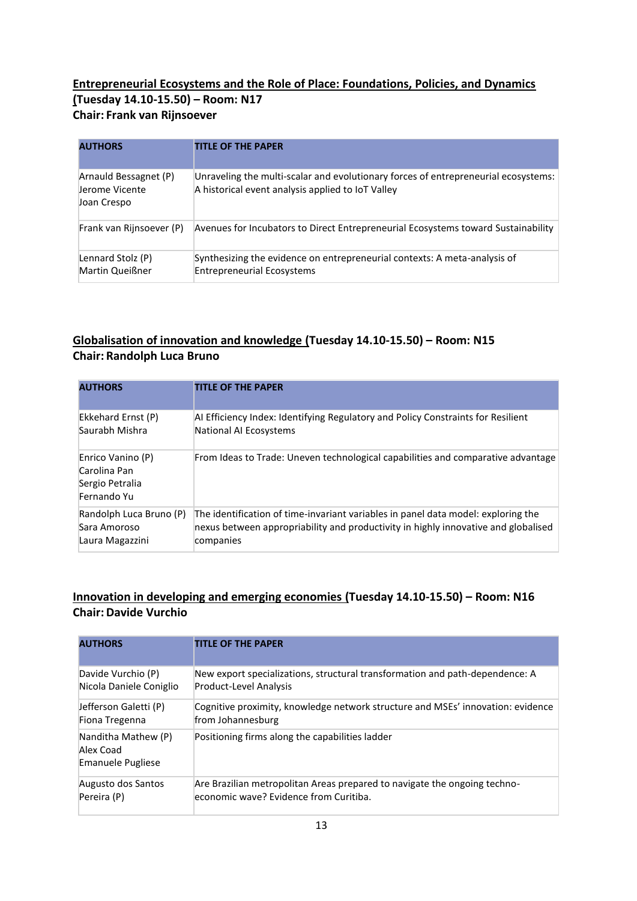**Entrepreneurial Ecosystems and the Role of Place: Foundations, Policies, and Dynamics (Tuesday 14.10-15.50) – Room: N17**
**Chair: Frank van Rijnsoever**

| AUTHORS | TITLE OF THE PAPER |
|---|---|
| Arnauld Bessagnet (P)<br>Jerome Vicente<br>Joan Crespo | Unraveling the multi-scalar and evolutionary forces of entrepreneurial ecosystems: A historical event analysis applied to IoT Valley |
| Frank van Rijnsoever (P) | Avenues for Incubators to Direct Entrepreneurial Ecosystems toward Sustainability |
| Lennard Stolz (P)<br>Martin Queißner | Synthesizing the evidence on entrepreneurial contexts: A meta-analysis of Entrepreneurial Ecosystems |

**Globalisation of innovation and knowledge (Tuesday 14.10-15.50) – Room: N15**
**Chair: Randolph Luca Bruno**

| AUTHORS | TITLE OF THE PAPER |
|---|---|
| Ekkehard Ernst (P)<br>Saurabh Mishra | AI Efficiency Index: Identifying Regulatory and Policy Constraints for Resilient National AI Ecosystems |
| Enrico Vanino (P)<br>Carolina Pan<br>Sergio Petralia<br>Fernando Yu | From Ideas to Trade: Uneven technological capabilities and comparative advantage |
| Randolph Luca Bruno (P)<br>Sara Amoroso<br>Laura Magazzini | The identification of time-invariant variables in panel data model: exploring the nexus between appropriability and productivity in highly innovative and globalised companies |

**Innovation in developing and emerging economies (Tuesday 14.10-15.50) – Room: N16**
**Chair: Davide Vurchio**

| AUTHORS | TITLE OF THE PAPER |
|---|---|
| Davide Vurchio (P)<br>Nicola Daniele Coniglio | New export specializations, structural transformation and path-dependence: A Product-Level Analysis |
| Jefferson Galetti (P)<br>Fiona Tregenna | Cognitive proximity, knowledge network structure and MSEs' innovation: evidence from Johannesburg |
| Nanditha Mathew (P)<br>Alex Coad<br>Emanuele Pugliese | Positioning firms along the capabilities ladder |
| Augusto dos Santos Pereira (P) | Are Brazilian metropolitan Areas prepared to navigate the ongoing techno-economic wave? Evidence from Curitiba. |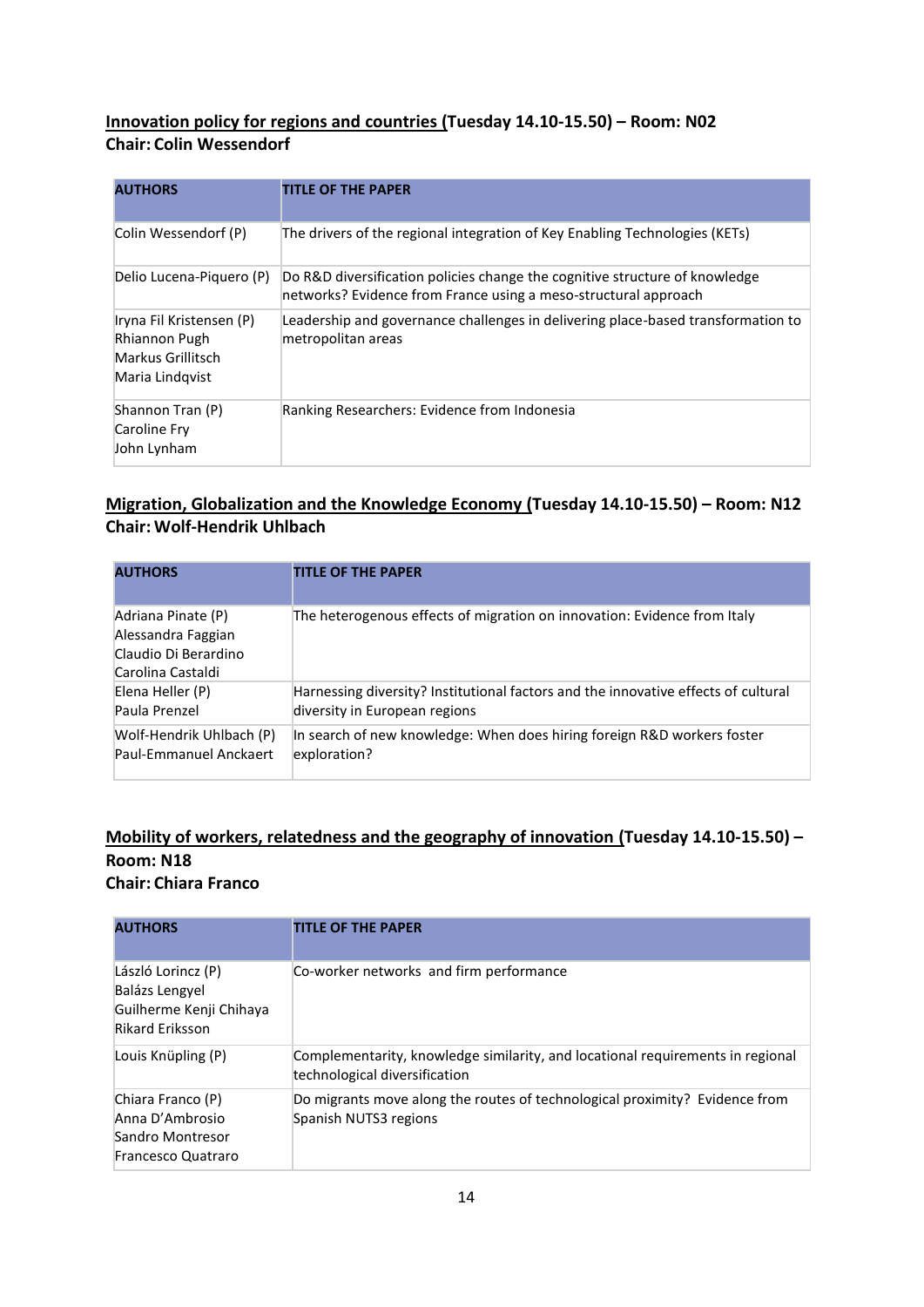**<u>Innovation policy for regions and countries</u> (Tuesday 14.10-15.50) – Room: N02**
**Chair: Colin Wessendorf**

| AUTHORS | TITLE OF THE PAPER |
|---|---|
| Colin Wessendorf (P) | The drivers of the regional integration of Key Enabling Technologies (KETs) |
| Delio Lucena-Piquero (P) | Do R&D diversification policies change the cognitive structure of knowledge networks? Evidence from France using a meso-structural approach |
| Iryna Fil Kristensen (P)<br>Rhiannon Pugh<br>Markus Grillitsch<br>Maria Lindqvist | Leadership and governance challenges in delivering place-based transformation to metropolitan areas |
| Shannon Tran (P)<br>Caroline Fry<br>John Lynham | Ranking Researchers: Evidence from Indonesia |

**<u>Migration, Globalization and the Knowledge Economy</u> (Tuesday 14.10-15.50) – Room: N12**
**Chair: Wolf-Hendrik Uhlbach**

| AUTHORS | TITLE OF THE PAPER |
|---|---|
| Adriana Pinate (P)<br>Alessandra Faggian<br>Claudio Di Berardino<br>Carolina Castaldi | The heterogenous effects of migration on innovation: Evidence from Italy |
| Elena Heller (P)<br>Paula Prenzel | Harnessing diversity? Institutional factors and the innovative effects of cultural diversity in European regions |
| Wolf-Hendrik Uhlbach (P)<br>Paul-Emmanuel Anckaert | In search of new knowledge: When does hiring foreign R&D workers foster exploration? |

**<u>Mobility of workers, relatedness and the geography of innovation</u> (Tuesday 14.10-15.50) – Room: N18**
**Chair: Chiara Franco**

| AUTHORS | TITLE OF THE PAPER |
|---|---|
| László Lorincz (P)<br>Balázs Lengyel<br>Guilherme Kenji Chihaya<br>Rikard Eriksson | Co-worker networks and firm performance |
| Louis Knüpling (P) | Complementarity, knowledge similarity, and locational requirements in regional technological diversification |
| Chiara Franco (P)<br>Anna D'Ambrosio<br>Sandro Montresor<br>Francesco Quatraro | Do migrants move along the routes of technological proximity? Evidence from Spanish NUTS3 regions |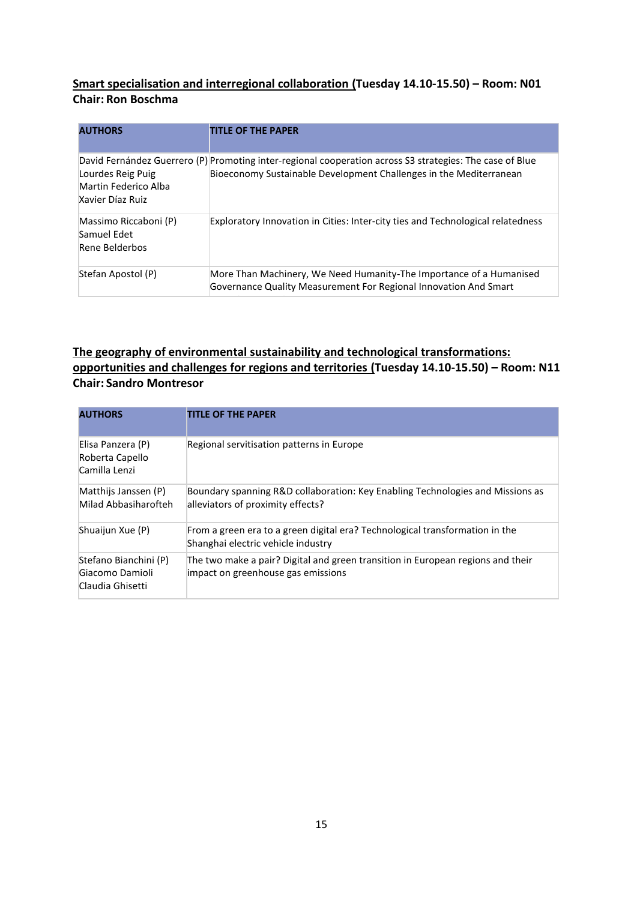## Smart specialisation and interregional collaboration (Tuesday 14.10-15.50) – Room: N01
**Chair: Ron Boschma**

| AUTHORS | TITLE OF THE PAPER |
|---|---|
| David Fernández Guerrero (P)<br>Lourdes Reig Puig<br>Martin Federico Alba<br>Xavier Díaz Ruiz | Promoting inter-regional cooperation across S3 strategies: The case of Blue Bioeconomy Sustainable Development Challenges in the Mediterranean |
| Massimo Riccaboni (P)<br>Samuel Edet<br>Rene Belderbos | Exploratory Innovation in Cities: Inter-city ties and Technological relatedness |
| Stefan Apostol (P) | More Than Machinery, We Need Humanity-The Importance of a Humanised Governance Quality Measurement For Regional Innovation And Smart |

## The geography of environmental sustainability and technological transformations: opportunities and challenges for regions and territories (Tuesday 14.10-15.50) – Room: N11
**Chair: Sandro Montresor**

| AUTHORS | TITLE OF THE PAPER |
|---|---|
| Elisa Panzera (P)<br>Roberta Capello<br>Camilla Lenzi | Regional servitisation patterns in Europe |
| Matthijs Janssen (P)<br>Milad Abbasiharofteh | Boundary spanning R&D collaboration: Key Enabling Technologies and Missions as alleviators of proximity effects? |
| Shuaijun Xue (P) | From a green era to a green digital era? Technological transformation in the Shanghai electric vehicle industry |
| Stefano Bianchini (P)<br>Giacomo Damioli<br>Claudia Ghisetti | The two make a pair? Digital and green transition in European regions and their impact on greenhouse gas emissions |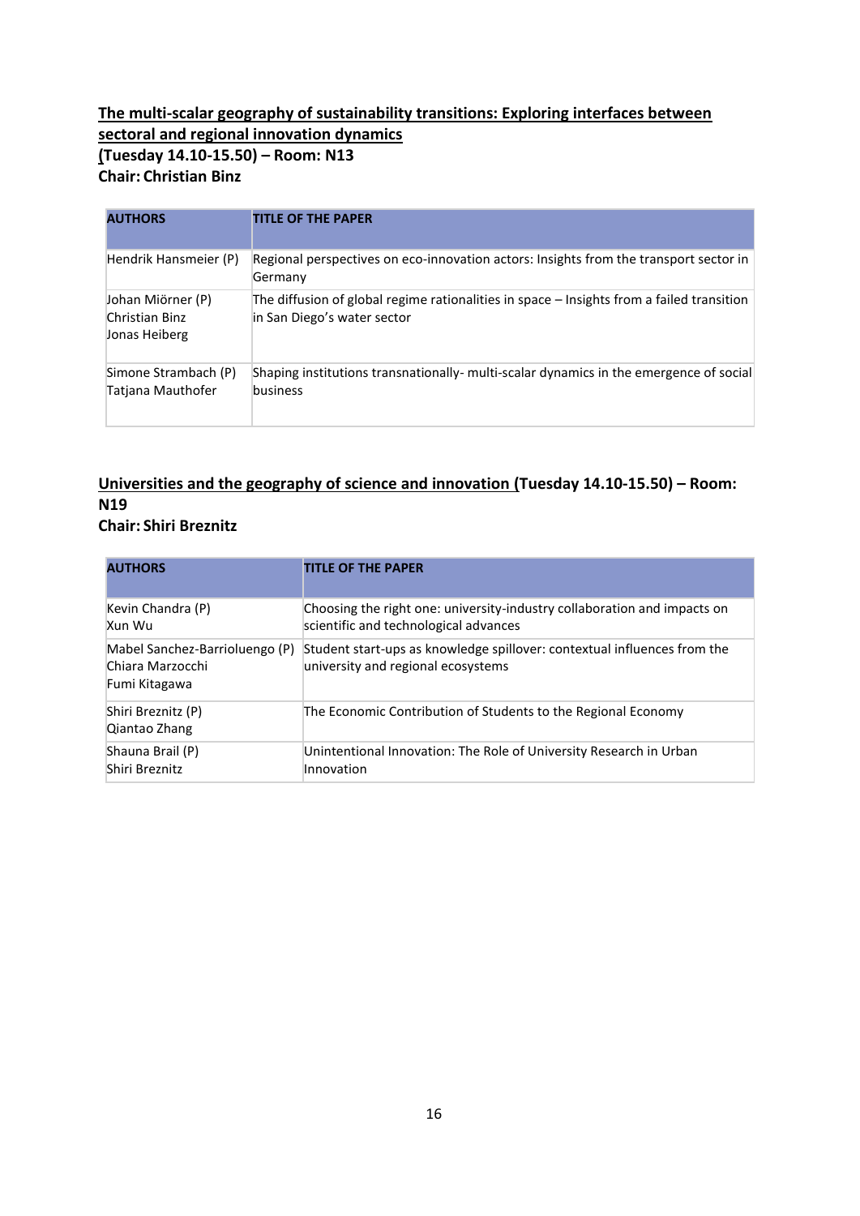## The multi-scalar geography of sustainability transitions: Exploring interfaces between sectoral and regional innovation dynamics

**(Tuesday 14.10-15.50) – Room: N13**

**Chair: Christian Binz**

| AUTHORS | TITLE OF THE PAPER |
|---|---|
| Hendrik Hansmeier (P) | Regional perspectives on eco-innovation actors: Insights from the transport sector in Germany |
| Johan Miörner (P)<br>Christian Binz<br>Jonas Heiberg | The diffusion of global regime rationalities in space – Insights from a failed transition in San Diego's water sector |
| Simone Strambach (P)<br>Tatjana Mauthofer | Shaping institutions transnationally- multi-scalar dynamics in the emergence of social business |

## Universities and the geography of science and innovation (Tuesday 14.10-15.50) – Room: N19

**Chair: Shiri Breznitz**

| AUTHORS | TITLE OF THE PAPER |
|---|---|
| Kevin Chandra (P)<br>Xun Wu | Choosing the right one: university-industry collaboration and impacts on scientific and technological advances |
| Mabel Sanchez-Barrioluengo (P)<br>Chiara Marzocchi<br>Fumi Kitagawa | Student start-ups as knowledge spillover: contextual influences from the university and regional ecosystems |
| Shiri Breznitz (P)<br>Qiantao Zhang | The Economic Contribution of Students to the Regional Economy |
| Shauna Brail (P)<br>Shiri Breznitz | Unintentional Innovation: The Role of University Research in Urban Innovation |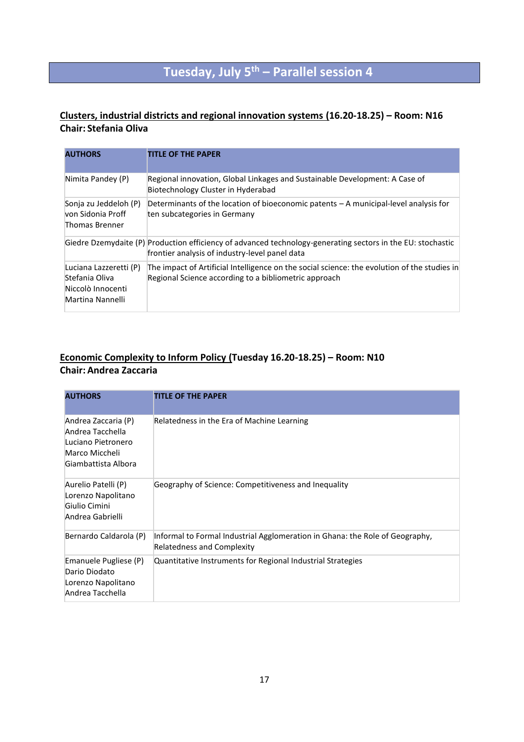# Tuesday, July 5th – Parallel session 4

**Clusters, industrial districts and regional innovation systems (16.20-18.25) – Room: N16**
**Chair: Stefania Oliva**

| AUTHORS | TITLE OF THE PAPER |
|---|---|
| Nimita Pandey (P) | Regional innovation, Global Linkages and Sustainable Development: A Case of Biotechnology Cluster in Hyderabad |
| Sonja zu Jeddeloh (P)<br>von Sidonia Proff<br>Thomas Brenner | Determinants of the location of bioeconomic patents – A municipal-level analysis for ten subcategories in Germany |
| Giedre Dzemydaite (P) | Production efficiency of advanced technology-generating sectors in the EU: stochastic frontier analysis of industry-level panel data |
| Luciana Lazzeretti (P)<br>Stefania Oliva<br>Niccolò Innocenti<br>Martina Nannelli | The impact of Artificial Intelligence on the social science: the evolution of the studies in Regional Science according to a bibliometric approach |

**Economic Complexity to Inform Policy (Tuesday 16.20-18.25) – Room: N10**
**Chair: Andrea Zaccaria**

| AUTHORS | TITLE OF THE PAPER |
|---|---|
| Andrea Zaccaria (P)<br>Andrea Tacchella<br>Luciano Pietronero<br>Marco Miccheli<br>Giambattista Albora | Relatedness in the Era of Machine Learning |
| Aurelio Patelli (P)<br>Lorenzo Napolitano<br>Giulio Cimini<br>Andrea Gabrielli | Geography of Science: Competitiveness and Inequality |
| Bernardo Caldarola (P) | Informal to Formal Industrial Agglomeration in Ghana: the Role of Geography, Relatedness and Complexity |
| Emanuele Pugliese (P)<br>Dario Diodato<br>Lorenzo Napolitano<br>Andrea Tacchella | Quantitative Instruments for Regional Industrial Strategies |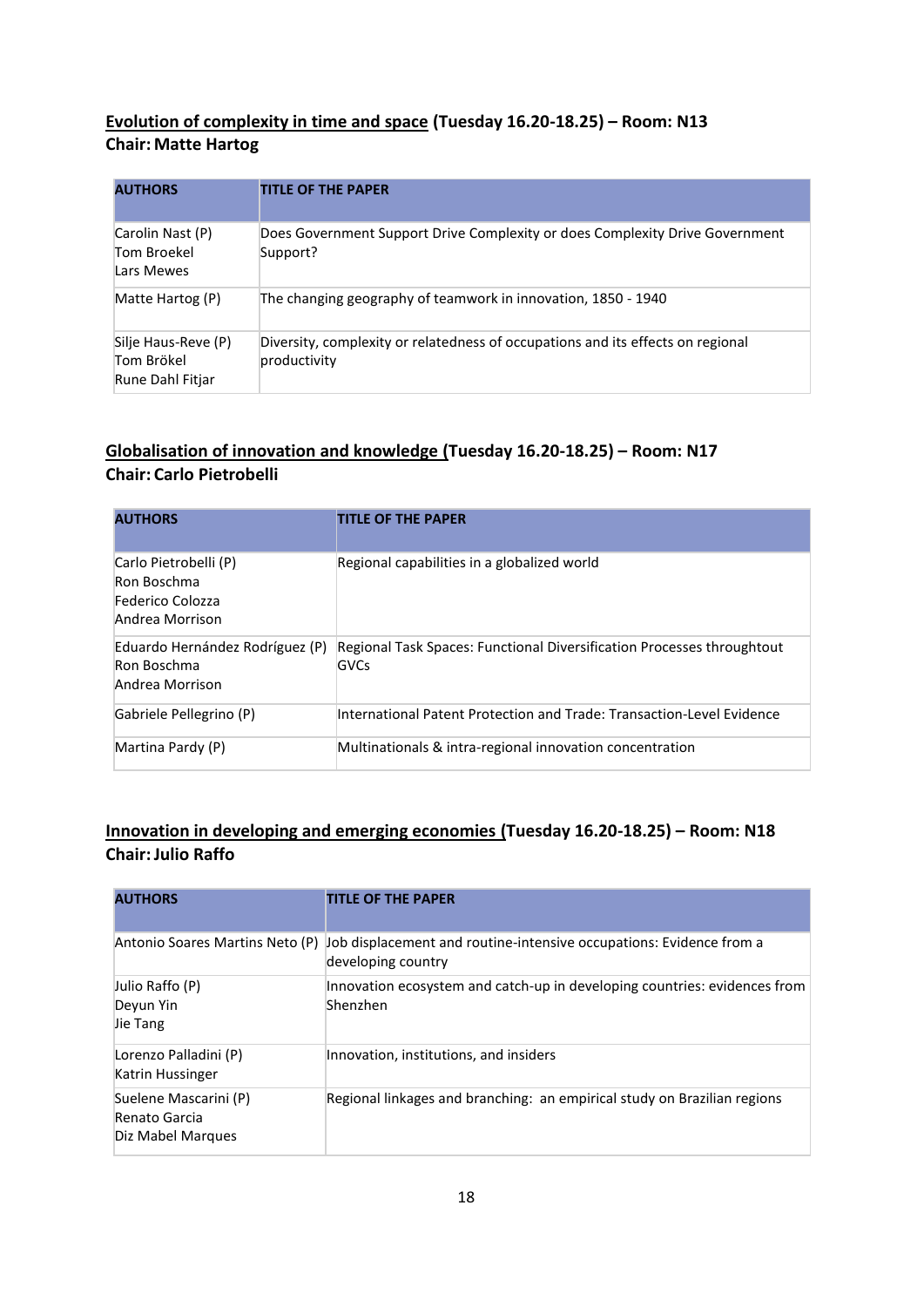**<u>Evolution of complexity in time and space</u> (Tuesday 16.20-18.25) – Room: N13**
**Chair: Matte Hartog**

| AUTHORS | TITLE OF THE PAPER |
|---|---|
| Carolin Nast (P)<br>Tom Broekel<br>Lars Mewes | Does Government Support Drive Complexity or does Complexity Drive Government Support? |
| Matte Hartog (P) | The changing geography of teamwork in innovation, 1850 - 1940 |
| Silje Haus-Reve (P)<br>Tom Brökel<br>Rune Dahl Fitjar | Diversity, complexity or relatedness of occupations and its effects on regional productivity |

**<u>Globalisation of innovation and knowledge (</u>Tuesday 16.20-18.25) – Room: N17**
**Chair: Carlo Pietrobelli**

| AUTHORS | TITLE OF THE PAPER |
|---|---|
| Carlo Pietrobelli (P)<br>Ron Boschma<br>Federico Colozza<br>Andrea Morrison | Regional capabilities in a globalized world |
| Eduardo Hernández Rodríguez (P)<br>Ron Boschma<br>Andrea Morrison | Regional Task Spaces: Functional Diversification Processes throughtout GVCs |
| Gabriele Pellegrino (P) | International Patent Protection and Trade: Transaction-Level Evidence |
| Martina Pardy (P) | Multinationals & intra-regional innovation concentration |

**<u>Innovation in developing and emerging economies (</u>Tuesday 16.20-18.25) – Room: N18**
**Chair: Julio Raffo**

| AUTHORS | TITLE OF THE PAPER |
|---|---|
| Antonio Soares Martins Neto (P) | Job displacement and routine-intensive occupations: Evidence from a developing country |
| Julio Raffo (P)<br>Deyun Yin<br>Jie Tang | Innovation ecosystem and catch-up in developing countries: evidences from Shenzhen |
| Lorenzo Palladini (P)<br>Katrin Hussinger | Innovation, institutions, and insiders |
| Suelene Mascarini (P)<br>Renato Garcia<br>Diz Mabel Marques | Regional linkages and branching: an empirical study on Brazilian regions |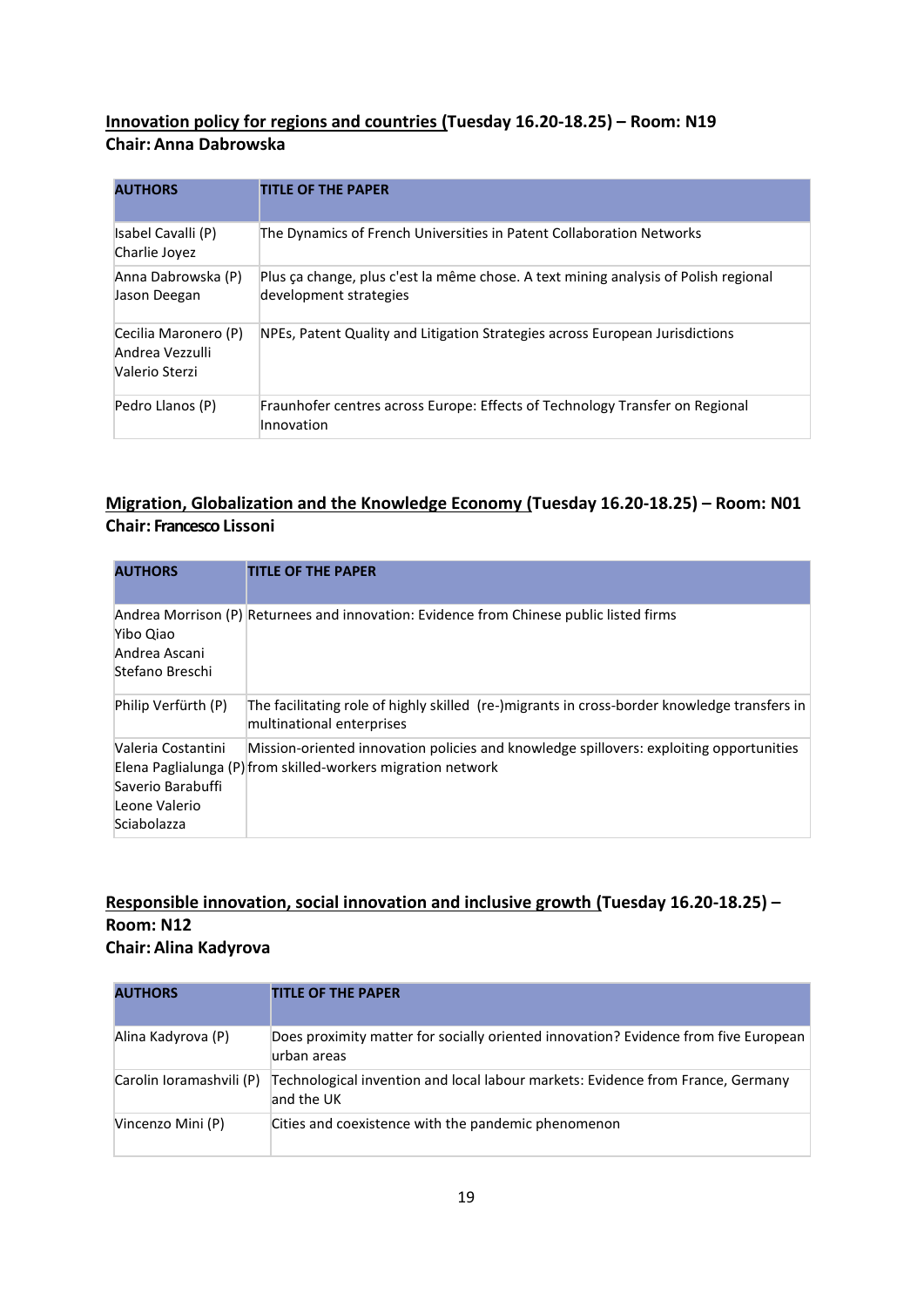**<u>Innovation policy for regions and countries</u> (Tuesday 16.20-18.25) – Room: N19**
**Chair: Anna Dabrowska**

| AUTHORS | TITLE OF THE PAPER |
|---|---|
| Isabel Cavalli (P)<br>Charlie Joyez | The Dynamics of French Universities in Patent Collaboration Networks |
| Anna Dabrowska (P)<br>Jason Deegan | Plus ça change, plus c'est la même chose. A text mining analysis of Polish regional development strategies |
| Cecilia Maronero (P)<br>Andrea Vezzulli<br>Valerio Sterzi | NPEs, Patent Quality and Litigation Strategies across European Jurisdictions |
| Pedro Llanos (P) | Fraunhofer centres across Europe: Effects of Technology Transfer on Regional Innovation |

**<u>Migration, Globalization and the Knowledge Economy</u> (Tuesday 16.20-18.25) – Room: N01**
**Chair: Francesco Lissoni**

| AUTHORS | TITLE OF THE PAPER |
|---|---|
| Andrea Morrison (P)<br>Yibo Qiao<br>Andrea Ascani<br>Stefano Breschi | Returnees and innovation: Evidence from Chinese public listed firms |
| Philip Verfürth (P) | The facilitating role of highly skilled (re-)migrants in cross-border knowledge transfers in multinational enterprises |
| Valeria Costantini<br>Elena Paglialunga (P)<br>Saverio Barabuffi<br>Leone Valerio Sciabolazza | Mission-oriented innovation policies and knowledge spillovers: exploiting opportunities from skilled-workers migration network |

**<u>Responsible innovation, social innovation and inclusive growth</u> (Tuesday 16.20-18.25) – Room: N12**
**Chair: Alina Kadyrova**

| AUTHORS | TITLE OF THE PAPER |
|---|---|
| Alina Kadyrova (P) | Does proximity matter for socially oriented innovation? Evidence from five European urban areas |
| Carolin Ioramashvili (P) | Technological invention and local labour markets: Evidence from France, Germany and the UK |
| Vincenzo Mini (P) | Cities and coexistence with the pandemic phenomenon |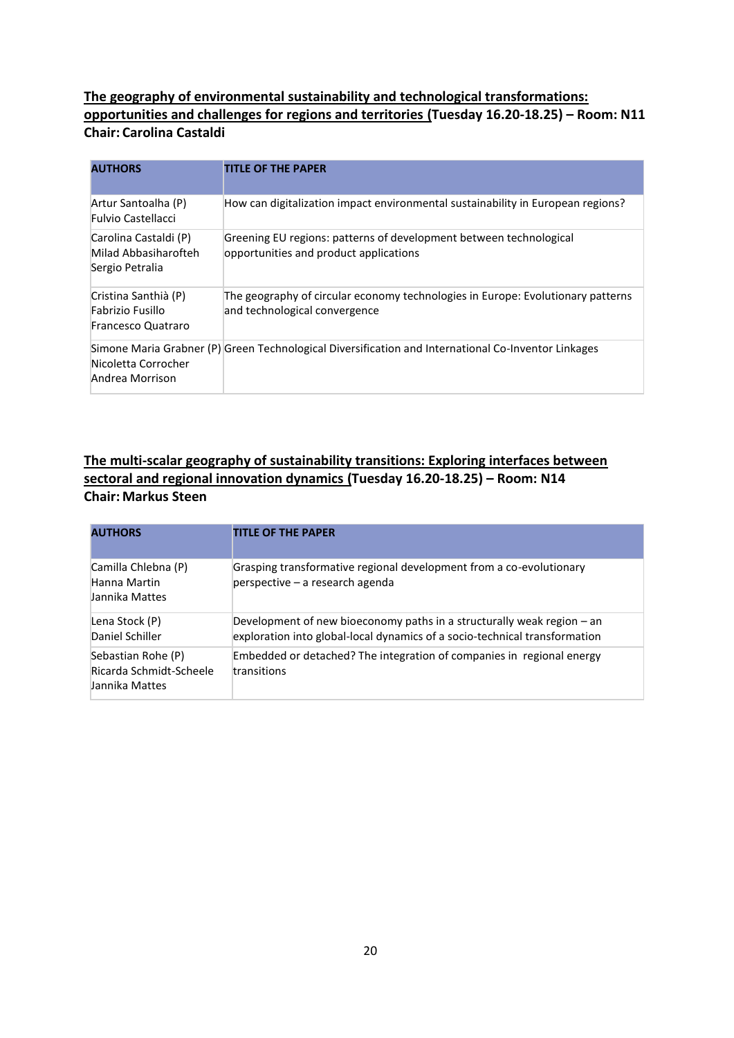**The geography of environmental sustainability and technological transformations: opportunities and challenges for regions and territories (Tuesday 16.20-18.25) – Room: N11**
**Chair: Carolina Castaldi**

| AUTHORS | TITLE OF THE PAPER |
|---|---|
| Artur Santoalha (P)<br>Fulvio Castellacci | How can digitalization impact environmental sustainability in European regions? |
| Carolina Castaldi (P)<br>Milad Abbasiharofteh<br>Sergio Petralia | Greening EU regions: patterns of development between technological opportunities and product applications |
| Cristina Santhià (P)<br>Fabrizio Fusillo<br>Francesco Quatraro | The geography of circular economy technologies in Europe: Evolutionary patterns and technological convergence |
| Simone Maria Grabner (P)<br>Nicoletta Corrocher<br>Andrea Morrison | Green Technological Diversification and International Co-Inventor Linkages |

**The multi-scalar geography of sustainability transitions: Exploring interfaces between sectoral and regional innovation dynamics (Tuesday 16.20-18.25) – Room: N14**
**Chair: Markus Steen**

| AUTHORS | TITLE OF THE PAPER |
|---|---|
| Camilla Chlebna (P)<br>Hanna Martin<br>Jannika Mattes | Grasping transformative regional development from a co-evolutionary perspective – a research agenda |
| Lena Stock (P)<br>Daniel Schiller | Development of new bioeconomy paths in a structurally weak region – an exploration into global-local dynamics of a socio-technical transformation |
| Sebastian Rohe (P)<br>Ricarda Schmidt-Scheele<br>Jannika Mattes | Embedded or detached? The integration of companies in regional energy transitions |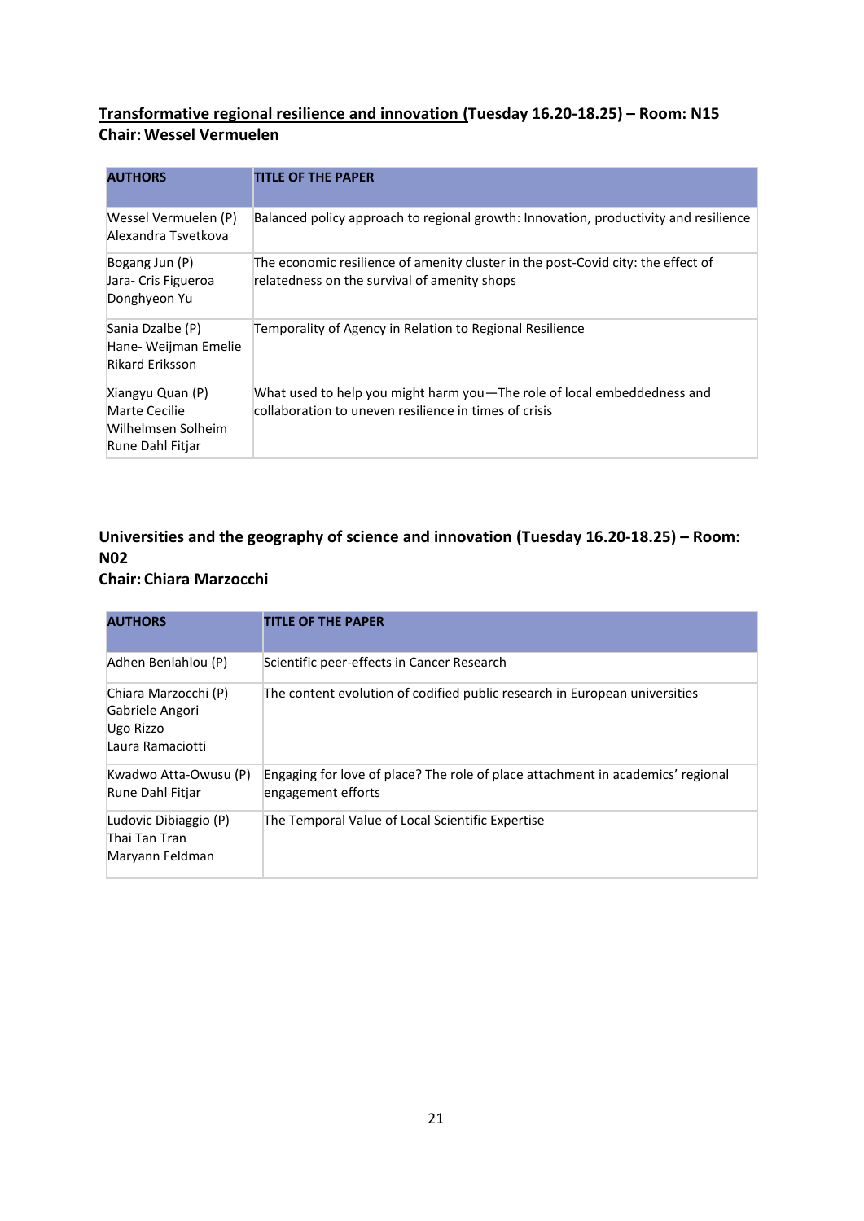## <u>Transformative regional resilience and innovation (</u>Tuesday 16.20-18.25) – Room: N15

**Chair: Wessel Vermuelen**

| AUTHORS | TITLE OF THE PAPER |
|---|---|
| Wessel Vermuelen (P)<br>Alexandra Tsvetkova | Balanced policy approach to regional growth: Innovation, productivity and resilience |
| Bogang Jun (P)<br>Jara- Cris Figueroa<br>Donghyeon Yu | The economic resilience of amenity cluster in the post-Covid city: the effect of relatedness on the survival of amenity shops |
| Sania Dzalbe (P)<br>Hane- Weijman Emelie<br>Rikard Eriksson | Temporality of Agency in Relation to Regional Resilience |
| Xiangyu Quan (P)<br>Marte Cecilie Wilhelmsen Solheim<br>Rune Dahl Fitjar | What used to help you might harm you—The role of local embeddedness and collaboration to uneven resilience in times of crisis |

## <u>Universities and the geography of science and innovation (</u>Tuesday 16.20-18.25) – Room: N02

**Chair: Chiara Marzocchi**

| AUTHORS | TITLE OF THE PAPER |
|---|---|
| Adhen Benlahlou (P) | Scientific peer-effects in Cancer Research |
| Chiara Marzocchi (P)<br>Gabriele Angori<br>Ugo Rizzo<br>Laura Ramaciotti | The content evolution of codified public research in European universities |
| Kwadwo Atta-Owusu (P)<br>Rune Dahl Fitjar | Engaging for love of place? The role of place attachment in academics' regional engagement efforts |
| Ludovic Dibiaggio (P)<br>Thai Tan Tran<br>Maryann Feldman | The Temporal Value of Local Scientific Expertise |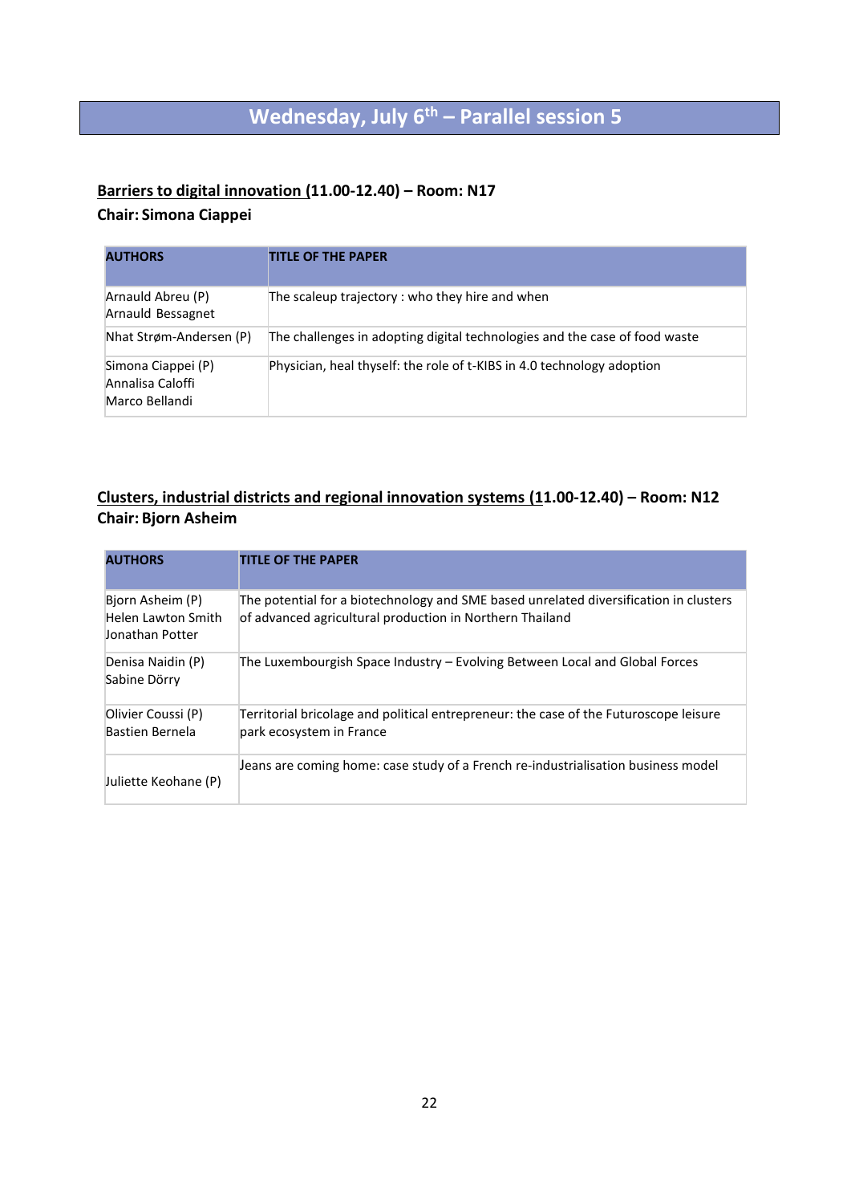# Wednesday, July 6th – Parallel session 5

**Barriers to digital innovation (11.00-12.40) – Room: N17**
**Chair: Simona Ciappei**

| AUTHORS | TITLE OF THE PAPER |
|---|---|
| Arnauld Abreu (P)<br>Arnauld Bessagnet | The scaleup trajectory : who they hire and when |
| Nhat Strøm-Andersen (P) | The challenges in adopting digital technologies and the case of food waste |
| Simona Ciappei (P)<br>Annalisa Caloffi<br>Marco Bellandi | Physician, heal thyself: the role of t-KIBS in 4.0 technology adoption |

**Clusters, industrial districts and regional innovation systems (11.00-12.40) – Room: N12**
**Chair: Bjorn Asheim**

| AUTHORS | TITLE OF THE PAPER |
|---|---|
| Bjorn Asheim (P)<br>Helen Lawton Smith<br>Jonathan Potter | The potential for a biotechnology and SME based unrelated diversification in clusters of advanced agricultural production in Northern Thailand |
| Denisa Naidin (P)<br>Sabine Dörry | The Luxembourgish Space Industry – Evolving Between Local and Global Forces |
| Olivier Coussi (P)<br>Bastien Bernela | Territorial bricolage and political entrepreneur: the case of the Futuroscope leisure park ecosystem in France |
| Juliette Keohane (P) | Jeans are coming home: case study of a French re-industrialisation business model |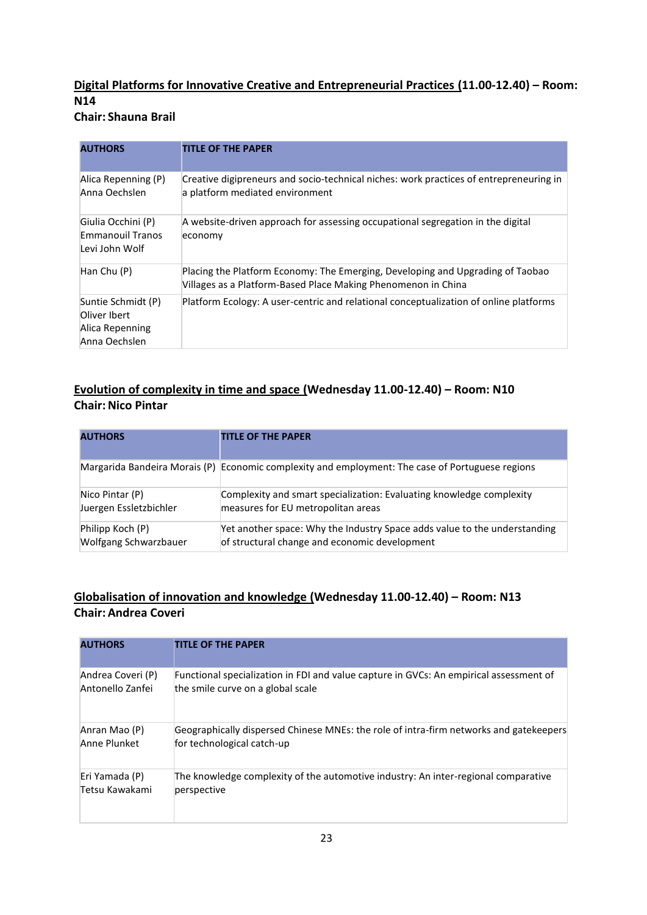**Digital Platforms for Innovative Creative and Entrepreneurial Practices (11.00-12.40) – Room: N14**
**Chair: Shauna Brail**

| AUTHORS | TITLE OF THE PAPER |
|---|---|
| Alica Repenning (P)<br>Anna Oechslen | Creative digipreneurs and socio-technical niches: work practices of entrepreneuring in a platform mediated environment |
| Giulia Occhini (P)<br>Emmanouil Tranos<br>Levi John Wolf | A website-driven approach for assessing occupational segregation in the digital economy |
| Han Chu (P) | Placing the Platform Economy: The Emerging, Developing and Upgrading of Taobao Villages as a Platform-Based Place Making Phenomenon in China |
| Suntie Schmidt (P)<br>Oliver Ibert<br>Alica Repenning<br>Anna Oechslen | Platform Ecology: A user-centric and relational conceptualization of online platforms |

**Evolution of complexity in time and space (Wednesday 11.00-12.40) – Room: N10**
**Chair: Nico Pintar**

| AUTHORS | TITLE OF THE PAPER |
|---|---|
| Margarida Bandeira Morais (P) | Economic complexity and employment: The case of Portuguese regions |
| Nico Pintar (P)<br>Juergen Essletzbichler | Complexity and smart specialization: Evaluating knowledge complexity measures for EU metropolitan areas |
| Philipp Koch (P)<br>Wolfgang Schwarzbauer | Yet another space: Why the Industry Space adds value to the understanding of structural change and economic development |

**Globalisation of innovation and knowledge (Wednesday 11.00-12.40) – Room: N13**
**Chair: Andrea Coveri**

| AUTHORS | TITLE OF THE PAPER |
|---|---|
| Andrea Coveri (P)<br>Antonello Zanfei | Functional specialization in FDI and value capture in GVCs: An empirical assessment of the smile curve on a global scale |
| Anran Mao (P)<br>Anne Plunket | Geographically dispersed Chinese MNEs: the role of intra-firm networks and gatekeepers for technological catch-up |
| Eri Yamada (P)<br>Tetsu Kawakami | The knowledge complexity of the automotive industry: An inter-regional comparative perspective |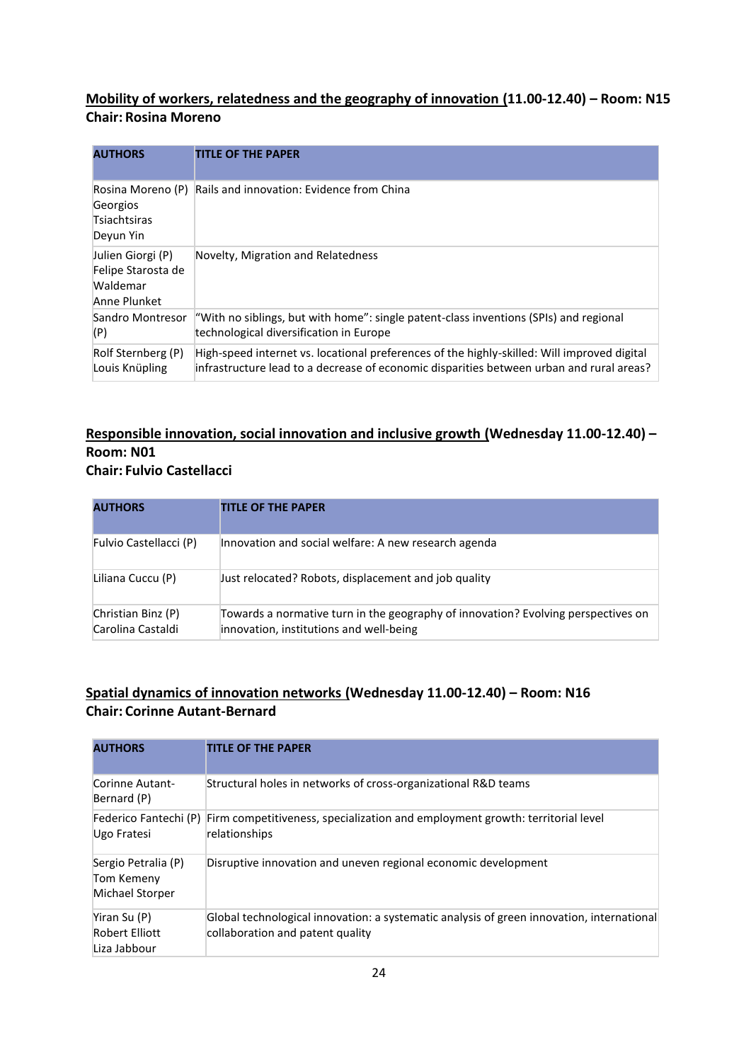**<u>Mobility of workers, relatedness and the geography of innovation</u> (11.00-12.40) – Room: N15**
**Chair: Rosina Moreno**

| AUTHORS | TITLE OF THE PAPER |
|---|---|
| Rosina Moreno (P)<br>Georgios Tsiachtsiras<br>Deyun Yin | Rails and innovation: Evidence from China |
| Julien Giorgi (P)<br>Felipe Starosta de Waldemar<br>Anne Plunket | Novelty, Migration and Relatedness |
| Sandro Montresor (P) | "With no siblings, but with home": single patent-class inventions (SPIs) and regional technological diversification in Europe |
| Rolf Sternberg (P)<br>Louis Knüpling | High-speed internet vs. locational preferences of the highly-skilled: Will improved digital infrastructure lead to a decrease of economic disparities between urban and rural areas? |

**<u>Responsible innovation, social innovation and inclusive growth</u> (Wednesday 11.00-12.40) – Room: N01**
**Chair: Fulvio Castellacci**

| AUTHORS | TITLE OF THE PAPER |
|---|---|
| Fulvio Castellacci (P) | Innovation and social welfare: A new research agenda |
| Liliana Cuccu (P) | Just relocated? Robots, displacement and job quality |
| Christian Binz (P)<br>Carolina Castaldi | Towards a normative turn in the geography of innovation? Evolving perspectives on innovation, institutions and well-being |

**<u>Spatial dynamics of innovation networks</u> (Wednesday 11.00-12.40) – Room: N16**
**Chair: Corinne Autant-Bernard**

| AUTHORS | TITLE OF THE PAPER |
|---|---|
| Corinne Autant-Bernard (P) | Structural holes in networks of cross-organizational R&D teams |
| Federico Fantechi (P)<br>Ugo Fratesi | Firm competitiveness, specialization and employment growth: territorial level relationships |
| Sergio Petralia (P)<br>Tom Kemeny<br>Michael Storper | Disruptive innovation and uneven regional economic development |
| Yiran Su (P)<br>Robert Elliott<br>Liza Jabbour | Global technological innovation: a systematic analysis of green innovation, international collaboration and patent quality |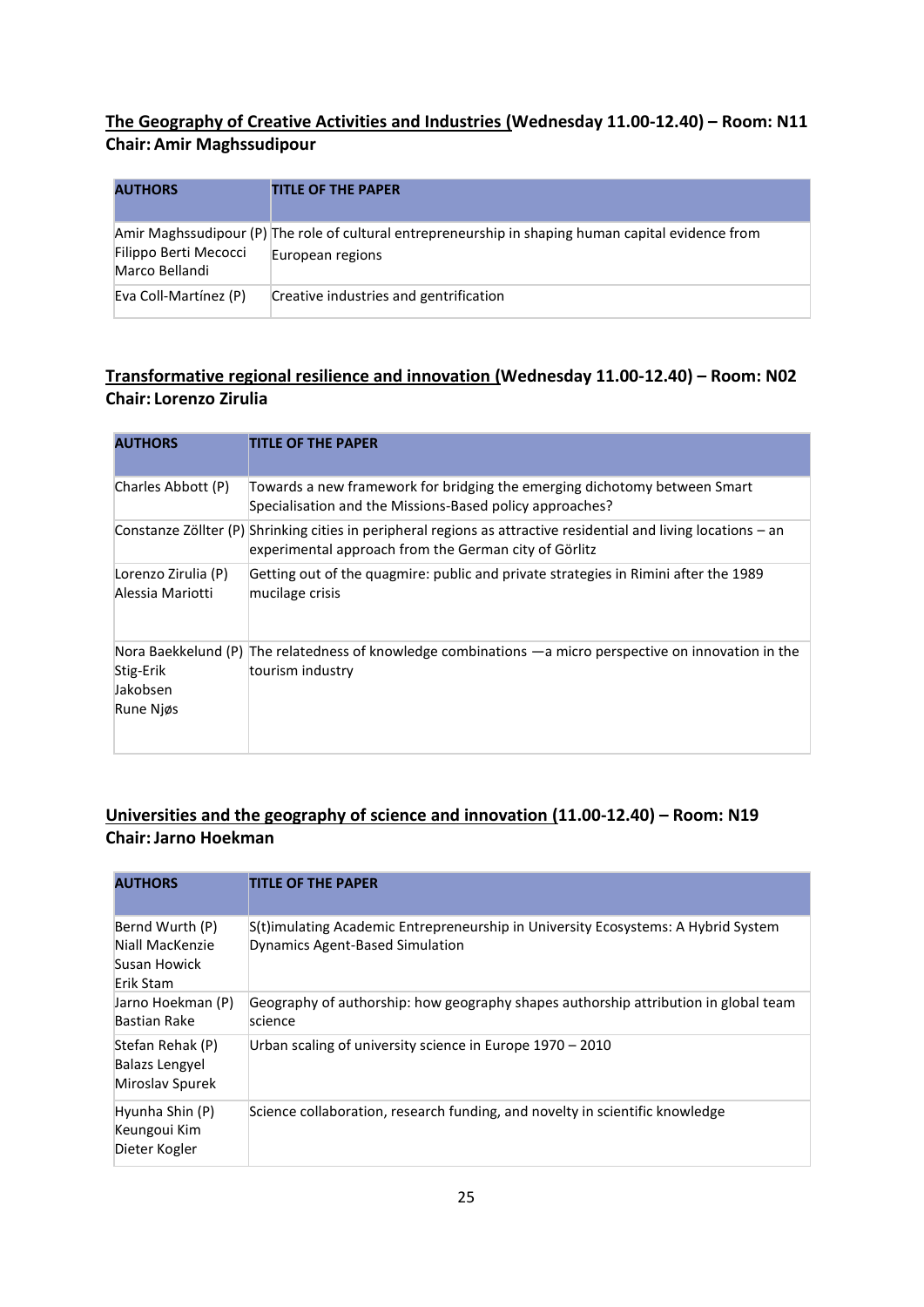## The Geography of Creative Activities and Industries (Wednesday 11.00-12.40) – Room: N11
**Chair: Amir Maghssudipour**

| AUTHORS | TITLE OF THE PAPER |
|---|---|
| Amir Maghssudipour (P) Filippo Berti Mecocci Marco Bellandi | The role of cultural entrepreneurship in shaping human capital evidence from European regions |
| Eva Coll-Martínez (P) | Creative industries and gentrification |

## Transformative regional resilience and innovation (Wednesday 11.00-12.40) – Room: N02
**Chair: Lorenzo Zirulia**

| AUTHORS | TITLE OF THE PAPER |
|---|---|
| Charles Abbott (P) | Towards a new framework for bridging the emerging dichotomy between Smart Specialisation and the Missions-Based policy approaches? |
| Constanze Zöllter (P) | Shrinking cities in peripheral regions as attractive residential and living locations – an experimental approach from the German city of Görlitz |
| Lorenzo Zirulia (P) Alessia Mariotti | Getting out of the quagmire: public and private strategies in Rimini after the 1989 mucilage crisis |
| Nora Baekkelund (P) Stig-Erik Jakobsen Rune Njøs | The relatedness of knowledge combinations —a micro perspective on innovation in the tourism industry |

## Universities and the geography of science and innovation (11.00-12.40) – Room: N19
**Chair: Jarno Hoekman**

| AUTHORS | TITLE OF THE PAPER |
|---|---|
| Bernd Wurth (P) Niall MacKenzie Susan Howick Erik Stam | S(t)imulating Academic Entrepreneurship in University Ecosystems: A Hybrid System Dynamics Agent-Based Simulation |
| Jarno Hoekman (P) Bastian Rake | Geography of authorship: how geography shapes authorship attribution in global team science |
| Stefan Rehak (P) Balazs Lengyel Miroslav Spurek | Urban scaling of university science in Europe 1970 – 2010 |
| Hyunha Shin (P) Keungoui Kim Dieter Kogler | Science collaboration, research funding, and novelty in scientific knowledge |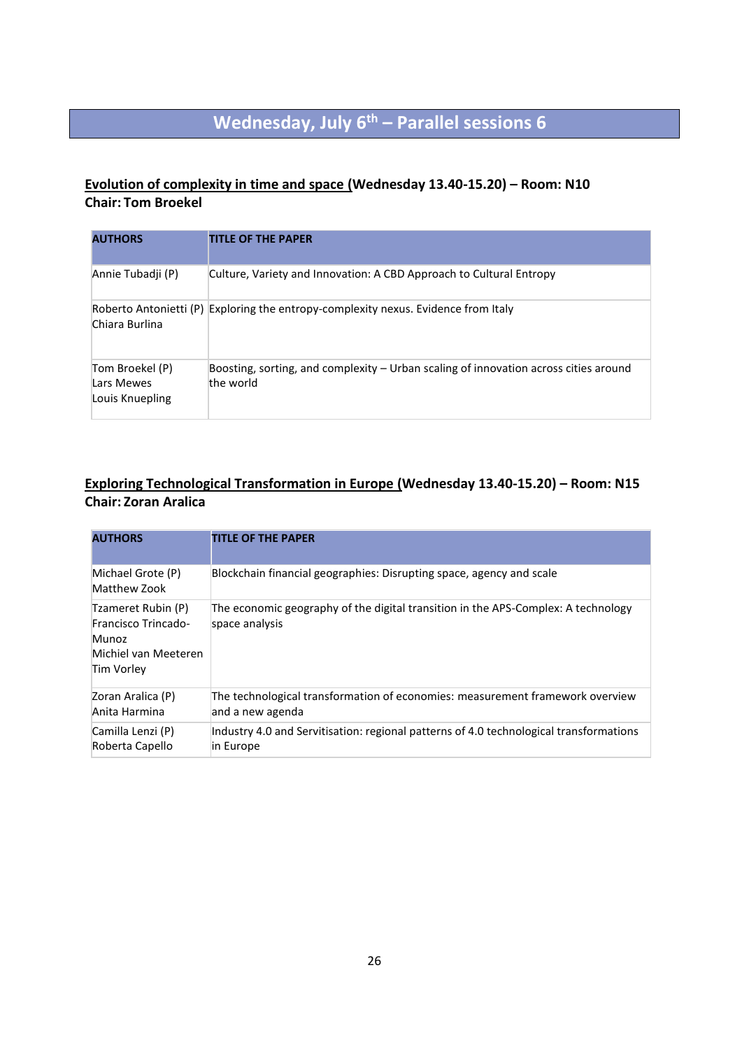# Wednesday, July 6th – Parallel sessions 6

**Evolution of complexity in time and space (Wednesday 13.40-15.20) – Room: N10**
**Chair: Tom Broekel**

| AUTHORS | TITLE OF THE PAPER |
|---|---|
| Annie Tubadji (P) | Culture, Variety and Innovation: A CBD Approach to Cultural Entropy |
| Roberto Antonietti (P)<br>Chiara Burlina | Exploring the entropy-complexity nexus. Evidence from Italy |
| Tom Broekel (P)<br>Lars Mewes<br>Louis Knuepling | Boosting, sorting, and complexity – Urban scaling of innovation across cities around the world |

**Exploring Technological Transformation in Europe (Wednesday 13.40-15.20) – Room: N15**
**Chair: Zoran Aralica**

| AUTHORS | TITLE OF THE PAPER |
|---|---|
| Michael Grote (P)<br>Matthew Zook | Blockchain financial geographies: Disrupting space, agency and scale |
| Tzameret Rubin (P)<br>Francisco Trincado-Munoz<br>Michiel van Meeteren<br>Tim Vorley | The economic geography of the digital transition in the APS-Complex: A technology space analysis |
| Zoran Aralica (P)<br>Anita Harmina | The technological transformation of economies: measurement framework overview and a new agenda |
| Camilla Lenzi (P)<br>Roberta Capello | Industry 4.0 and Servitisation: regional patterns of 4.0 technological transformations in Europe |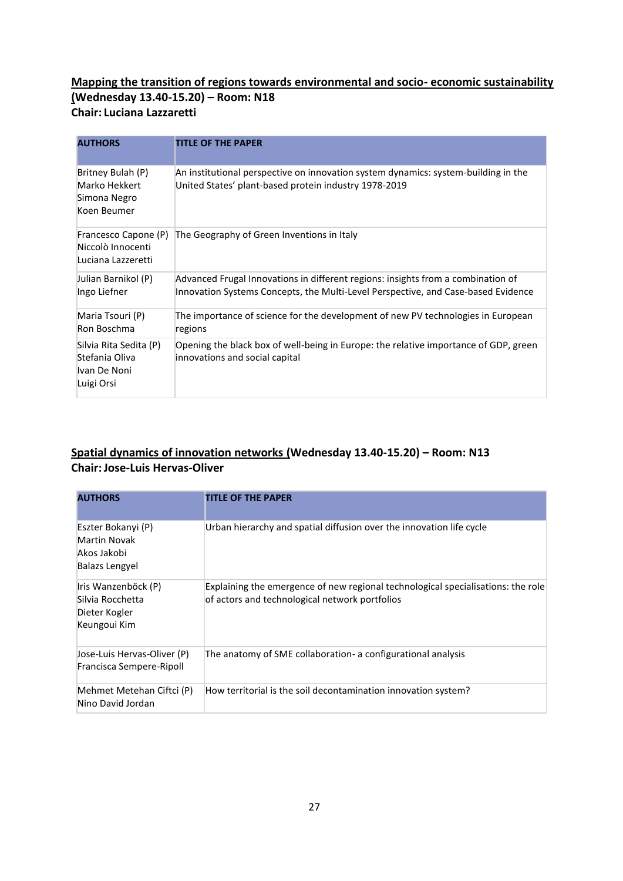## Mapping the transition of regions towards environmental and socio- economic sustainability (Wednesday 13.40-15.20) – Room: N18

**Chair: Luciana Lazzaretti**

| AUTHORS | TITLE OF THE PAPER |
|---|---|
| Britney Bulah (P)<br>Marko Hekkert<br>Simona Negro<br>Koen Beumer | An institutional perspective on innovation system dynamics: system-building in the United States' plant-based protein industry 1978-2019 |
| Francesco Capone (P)<br>Niccolò Innocenti<br>Luciana Lazzeretti | The Geography of Green Inventions in Italy |
| Julian Barnikol (P)<br>Ingo Liefner | Advanced Frugal Innovations in different regions: insights from a combination of Innovation Systems Concepts, the Multi-Level Perspective, and Case-based Evidence |
| Maria Tsouri (P)<br>Ron Boschma | The importance of science for the development of new PV technologies in European regions |
| Silvia Rita Sedita (P)<br>Stefania Oliva<br>Ivan De Noni<br>Luigi Orsi | Opening the black box of well-being in Europe: the relative importance of GDP, green innovations and social capital |

## Spatial dynamics of innovation networks (Wednesday 13.40-15.20) – Room: N13

**Chair: Jose-Luis Hervas-Oliver**

| AUTHORS | TITLE OF THE PAPER |
|---|---|
| Eszter Bokanyi (P)<br>Martin Novak<br>Akos Jakobi<br>Balazs Lengyel | Urban hierarchy and spatial diffusion over the innovation life cycle |
| Iris Wanzenböck (P)<br>Silvia Rocchetta<br>Dieter Kogler<br>Keungoui Kim | Explaining the emergence of new regional technological specialisations: the role of actors and technological network portfolios |
| Jose-Luis Hervas-Oliver (P)<br>Francisca Sempere-Ripoll | The anatomy of SME collaboration- a configurational analysis |
| Mehmet Metehan Ciftci (P)<br>Nino David Jordan | How territorial is the soil decontamination innovation system? |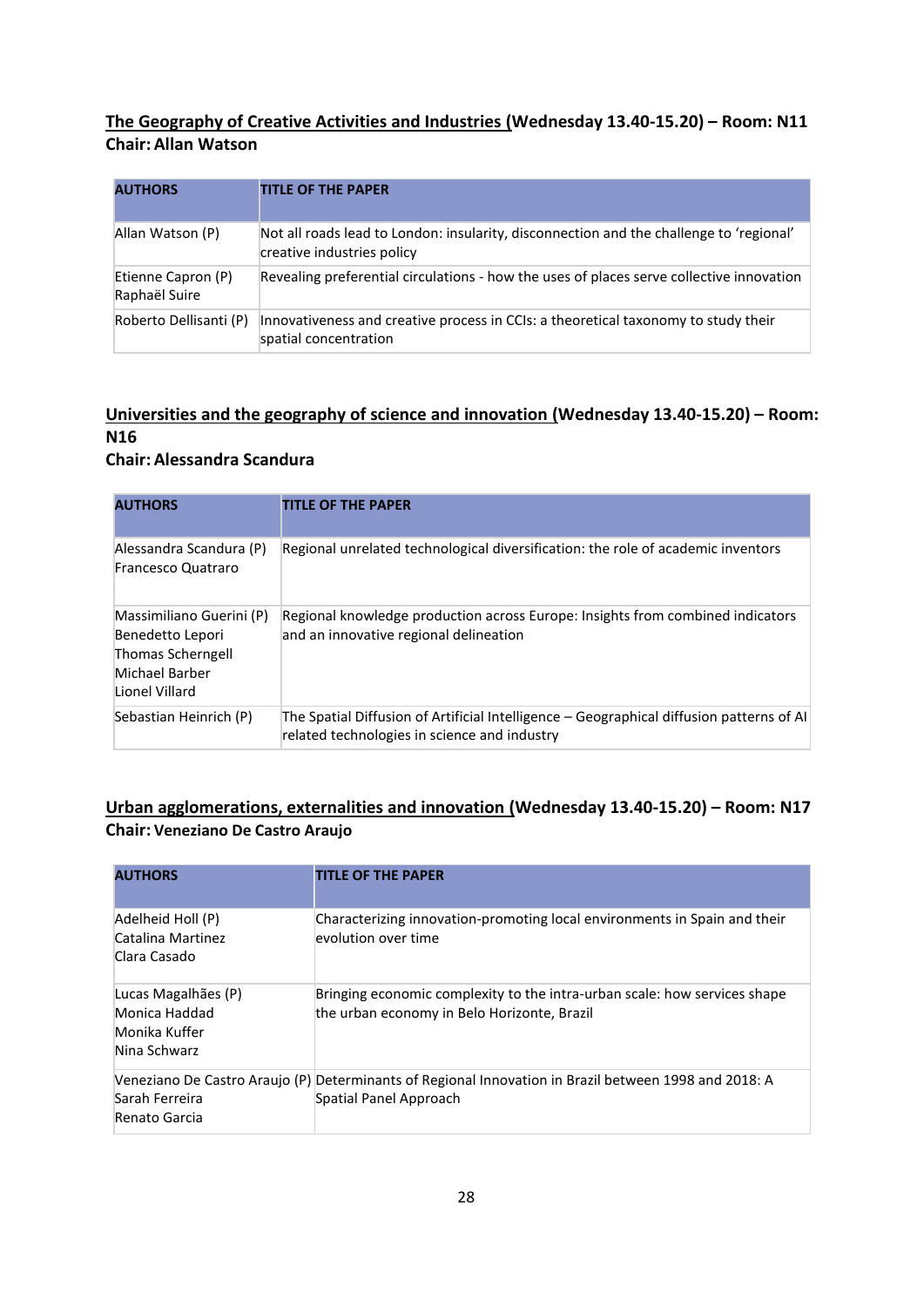**<u>The Geography of Creative Activities and Industries (</u>Wednesday 13.40-15.20) – Room: N11**
**Chair: Allan Watson**

| AUTHORS | TITLE OF THE PAPER |
|---|---|
| Allan Watson (P) | Not all roads lead to London: insularity, disconnection and the challenge to 'regional' creative industries policy |
| Etienne Capron (P)<br>Raphaël Suire | Revealing preferential circulations - how the uses of places serve collective innovation |
| Roberto Dellisanti (P) | Innovativeness and creative process in CCIs: a theoretical taxonomy to study their spatial concentration |

**<u>Universities and the geography of science and innovation (</u>Wednesday 13.40-15.20) – Room: N16**
**Chair: Alessandra Scandura**

| AUTHORS | TITLE OF THE PAPER |
|---|---|
| Alessandra Scandura (P)<br>Francesco Quatraro | Regional unrelated technological diversification: the role of academic inventors |
| Massimiliano Guerini (P)<br>Benedetto Lepori<br>Thomas Scherngell<br>Michael Barber<br>Lionel Villard | Regional knowledge production across Europe: Insights from combined indicators and an innovative regional delineation |
| Sebastian Heinrich (P) | The Spatial Diffusion of Artificial Intelligence – Geographical diffusion patterns of AI related technologies in science and industry |

**<u>Urban agglomerations, externalities and innovation (</u>Wednesday 13.40-15.20) – Room: N17**
**Chair: Veneziano De Castro Araujo**

| AUTHORS | TITLE OF THE PAPER |
|---|---|
| Adelheid Holl (P)<br>Catalina Martinez<br>Clara Casado | Characterizing innovation-promoting local environments in Spain and their evolution over time |
| Lucas Magalhães (P)<br>Monica Haddad<br>Monika Kuffer<br>Nina Schwarz | Bringing economic complexity to the intra-urban scale: how services shape the urban economy in Belo Horizonte, Brazil |
| Veneziano De Castro Araujo (P)<br>Sarah Ferreira<br>Renato Garcia | Determinants of Regional Innovation in Brazil between 1998 and 2018: A Spatial Panel Approach |